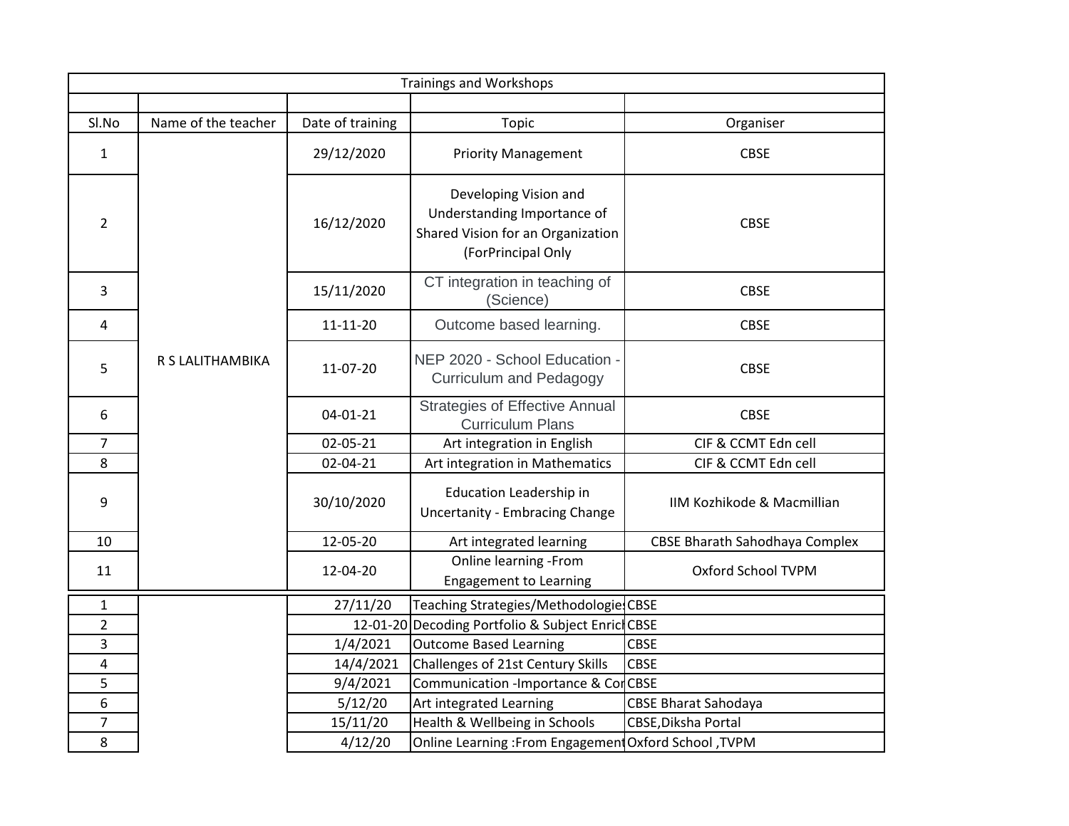| Trainings and Workshops | | | | |
|---|---|---|---|---|
| | | | | |
| Sl.No | Name of the teacher | Date of training | Topic | Organiser |
| 1 | R S LALITHAMBIKA | 29/12/2020 | Priority Management | CBSE |
| 2 | | 16/12/2020 | Developing Vision and Understanding Importance of Shared Vision for an Organization (ForPrincipal Only | CBSE |
| 3 | | 15/11/2020 | CT integration in teaching of (Science) | CBSE |
| 4 | | 11-11-20 | Outcome based learning. | CBSE |
| 5 | | 11-07-20 | NEP 2020 - School Education - Curriculum and Pedagogy | CBSE |
| 6 | | 04-01-21 | Strategies of Effective Annual Curriculum Plans | CBSE |
| 7 | | 02-05-21 | Art integration in English | CIF & CCMT Edn cell |
| 8 | | 02-04-21 | Art integration in Mathematics | CIF & CCMT Edn cell |
| 9 | | 30/10/2020 | Education Leadership in Uncertanity - Embracing Change | IIM Kozhikode & Macmillian |
| 10 | | 12-05-20 | Art integrated learning | CBSE Bharath Sahodhaya Complex |
| 11 | | 12-04-20 | Online learning -From Engagement to Learning | Oxford School TVPM |
| 1 | | 27/11/20 | Teaching Strategies/Methodologies | CBSE |
| 2 | | 12-01-20 | Decoding Portfolio & Subject Enrich | CBSE |
| 3 | | 1/4/2021 | Outcome Based Learning | CBSE |
| 4 | | 14/4/2021 | Challenges of 21st Century Skills | CBSE |
| 5 | | 9/4/2021 | Communication -Importance & Cor | CBSE |
| 6 | | 5/12/20 | Art integrated Learning | CBSE Bharat Sahodaya |
| 7 | | 15/11/20 | Health & Wellbeing in Schools | CBSE,Diksha Portal |
| 8 | | 4/12/20 | Online Learning :From Engagement | Oxford School ,TVPM |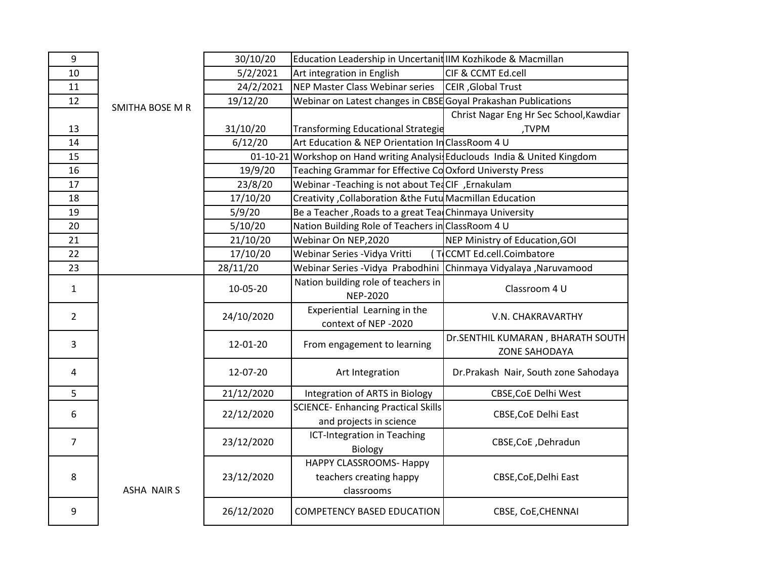| | | | | |
|---|---|---|---|---|
| 9 | SMITHA BOSE M R | 30/10/20 | Education Leadership in Uncertanit | IIM Kozhikode & Macmillan |
| 10 | | 5/2/2021 | Art integration in English | CIF & CCMT Ed.cell |
| 11 | | 24/2/2021 | NEP Master Class Webinar series | CEIR ,Global Trust |
| 12 | | 19/12/20 | Webinar on Latest changes in CBSE | Goyal Prakashan Publications |
| 13 | | 31/10/20 | Transforming Educational Strategie | Christ Nagar Eng Hr Sec School,Kawdiar ,TVPM |
| 14 | | 6/12/20 | Art Education & NEP Orientation In | ClassRoom 4 U |
| 15 | | 01-10-21 | Workshop on Hand writing Analysis | Educlouds India & United Kingdom |
| 16 | | 19/9/20 | Teaching Grammar for Effective Co | Oxford Universty Press |
| 17 | | 23/8/20 | Webinar -Teaching is not about Tea | CIF ,Ernakulam |
| 18 | | 17/10/20 | Creativity ,Collaboration &the Futu | Macmillan Education |
| 19 | | 5/9/20 | Be a Teacher ,Roads to a great Tea | Chinmaya University |
| 20 | | 5/10/20 | Nation Building Role of Teachers in | ClassRoom 4 U |
| 21 | | 21/10/20 | Webinar On NEP,2020 | NEP Ministry of Education,GOI |
| 22 | | 17/10/20 | Webinar Series -Vidya Vritti ( T | CCMT Ed.cell.Coimbatore |
| 23 | | 28/11/20 | Webinar Series -Vidya Prabodhini | Chinmaya Vidyalaya ,Naruvamood |
| 1 | ASHA NAIR S | 10-05-20 | Nation building role of teachers in NEP-2020 | Classroom 4 U |
| 2 | | 24/10/2020 | Experiential Learning in the context of NEP -2020 | V.N. CHAKRAVARTHY |
| 3 | | 12-01-20 | From engagement to learning | Dr.SENTHIL KUMARAN , BHARATH SOUTH ZONE SAHODAYA |
| 4 | | 12-07-20 | Art Integration | Dr.Prakash Nair, South zone Sahodaya |
| 5 | | 21/12/2020 | Integration of ARTS in Biology | CBSE,CoE Delhi West |
| 6 | | 22/12/2020 | SCIENCE- Enhancing Practical Skills and projects in science | CBSE,CoE Delhi East |
| 7 | | 23/12/2020 | ICT-Integration in Teaching Biology | CBSE,CoE ,Dehradun |
| 8 | | 23/12/2020 | HAPPY CLASSROOMS- Happy teachers creating happy classrooms | CBSE,CoE,Delhi East |
| 9 | | 26/12/2020 | COMPETENCY BASED EDUCATION | CBSE, CoE,CHENNAI |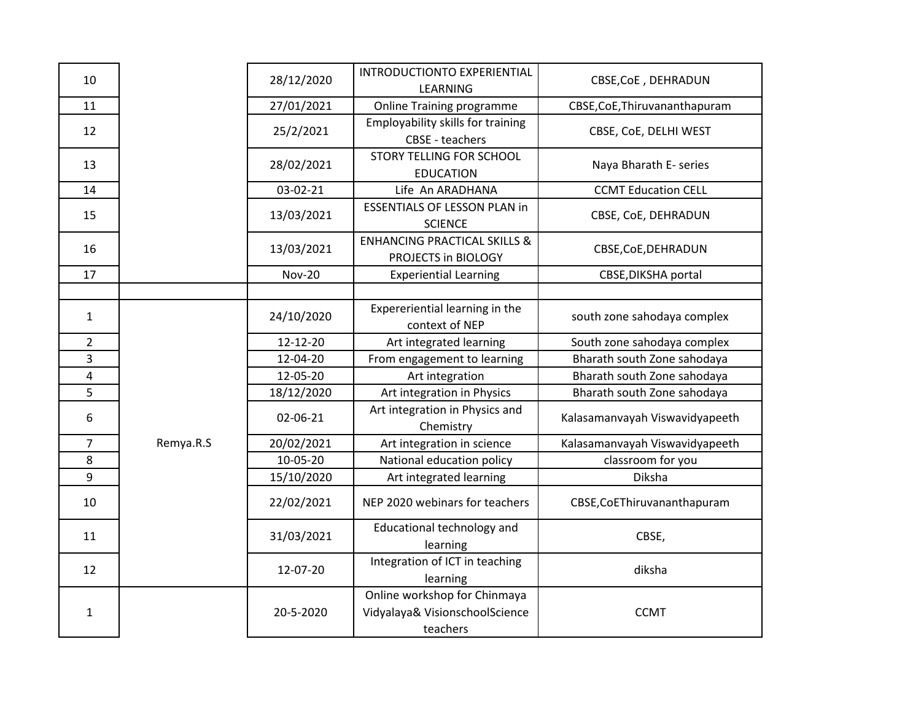| | | | | |
|---|---|---|---|---|
| 10 | | 28/12/2020 | INTRODUCTIONTO EXPERIENTIAL LEARNING | CBSE,CoE , DEHRADUN |
| 11 | | 27/01/2021 | Online Training programme | CBSE,CoE,Thiruvananthapuram |
| 12 | | 25/2/2021 | Employability skills for training CBSE - teachers | CBSE, CoE, DELHI WEST |
| 13 | | 28/02/2021 | STORY TELLING FOR SCHOOL EDUCATION | Naya Bharath E- series |
| 14 | | 03-02-21 | Life An ARADHANA | CCMT Education CELL |
| 15 | | 13/03/2021 | ESSENTIALS OF LESSON PLAN in SCIENCE | CBSE, CoE, DEHRADUN |
| 16 | | 13/03/2021 | ENHANCING PRACTICAL SKILLS & PROJECTS in BIOLOGY | CBSE,CoE,DEHRADUN |
| 17 | | Nov-20 | Experiential Learning | CBSE,DIKSHA portal |
| | | | | |
| 1 | Remya.R.S | 24/10/2020 | Expereriential learning in the context of NEP | south zone sahodaya complex |
| 2 | | 12-12-20 | Art integrated learning | South zone sahodaya complex |
| 3 | | 12-04-20 | From engagement to learning | Bharath south Zone sahodaya |
| 4 | | 12-05-20 | Art integration | Bharath south Zone sahodaya |
| 5 | | 18/12/2020 | Art integration in Physics | Bharath south Zone sahodaya |
| 6 | | 02-06-21 | Art integration in Physics and Chemistry | Kalasamanvayah Viswavidyapeeth |
| 7 | | 20/02/2021 | Art integration in science | Kalasamanvayah Viswavidyapeeth |
| 8 | | 10-05-20 | National education policy | classroom for you |
| 9 | | 15/10/2020 | Art integrated learning | Diksha |
| 10 | | 22/02/2021 | NEP 2020 webinars for teachers | CBSE,CoEThiruvananthapuram |
| 11 | | 31/03/2021 | Educational technology and learning | CBSE, |
| 12 | | 12-07-20 | Integration of ICT in teaching learning | diksha |
| 1 | | 20-5-2020 | Online workshop for Chinmaya Vidyalaya& VisionschoolScience teachers | CCMT |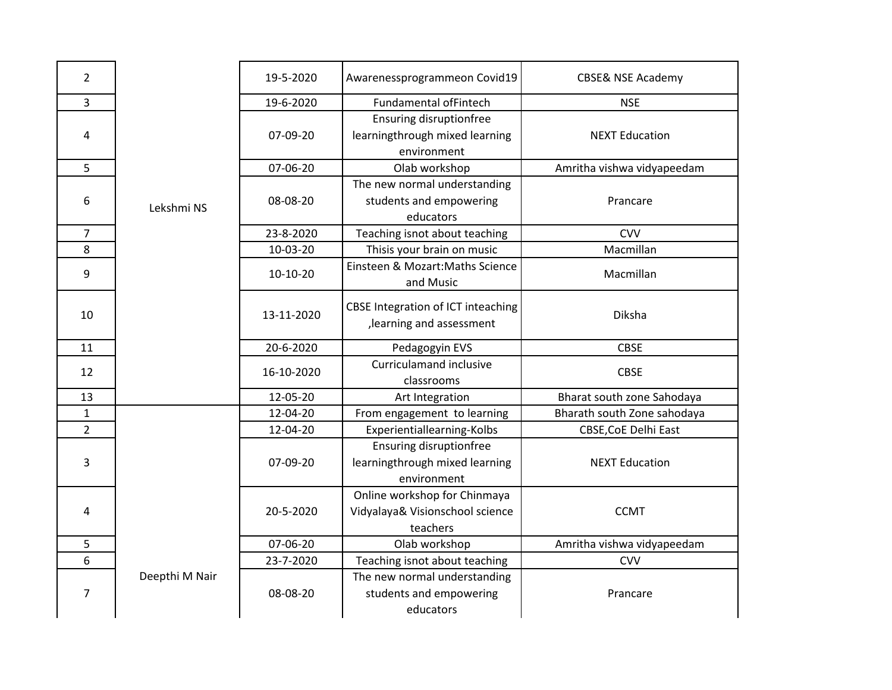| | | | | |
|---|---|---|---|---|
| 2 | Lekshmi NS | 19-5-2020 | Awarenessprogrammeon Covid19 | CBSE& NSE Academy |
| 3 | | 19-6-2020 | Fundamental ofFintech | NSE |
| 4 | | 07-09-20 | Ensuring disruptionfree learningthrough mixed learning environment | NEXT Education |
| 5 | | 07-06-20 | Olab workshop | Amritha vishwa vidyapeedam |
| 6 | | 08-08-20 | The new normal understanding students and empowering educators | Prancare |
| 7 | | 23-8-2020 | Teaching isnot about teaching | CVV |
| 8 | | 10-03-20 | Thisis your brain on music | Macmillan |
| 9 | | 10-10-20 | Einsteen & Mozart:Maths Science and Music | Macmillan |
| 10 | | 13-11-2020 | CBSE Integration of ICT inteaching ,learning and assessment | Diksha |
| 11 | | 20-6-2020 | Pedagogyin EVS | CBSE |
| 12 | | 16-10-2020 | Curriculamand inclusive classrooms | CBSE |
| 13 | | 12-05-20 | Art Integration | Bharat south zone Sahodaya |
| 1 | Deepthi M Nair | 12-04-20 | From engagement to learning | Bharath south Zone sahodaya |
| 2 | | 12-04-20 | Experientiallearning-Kolbs | CBSE,CoE Delhi East |
| 3 | | 07-09-20 | Ensuring disruptionfree learningthrough mixed learning environment | NEXT Education |
| 4 | | 20-5-2020 | Online workshop for Chinmaya Vidyalaya& Visionschool science teachers | CCMT |
| 5 | | 07-06-20 | Olab workshop | Amritha vishwa vidyapeedam |
| 6 | | 23-7-2020 | Teaching isnot about teaching | CVV |
| 7 | | 08-08-20 | The new normal understanding students and empowering educators | Prancare |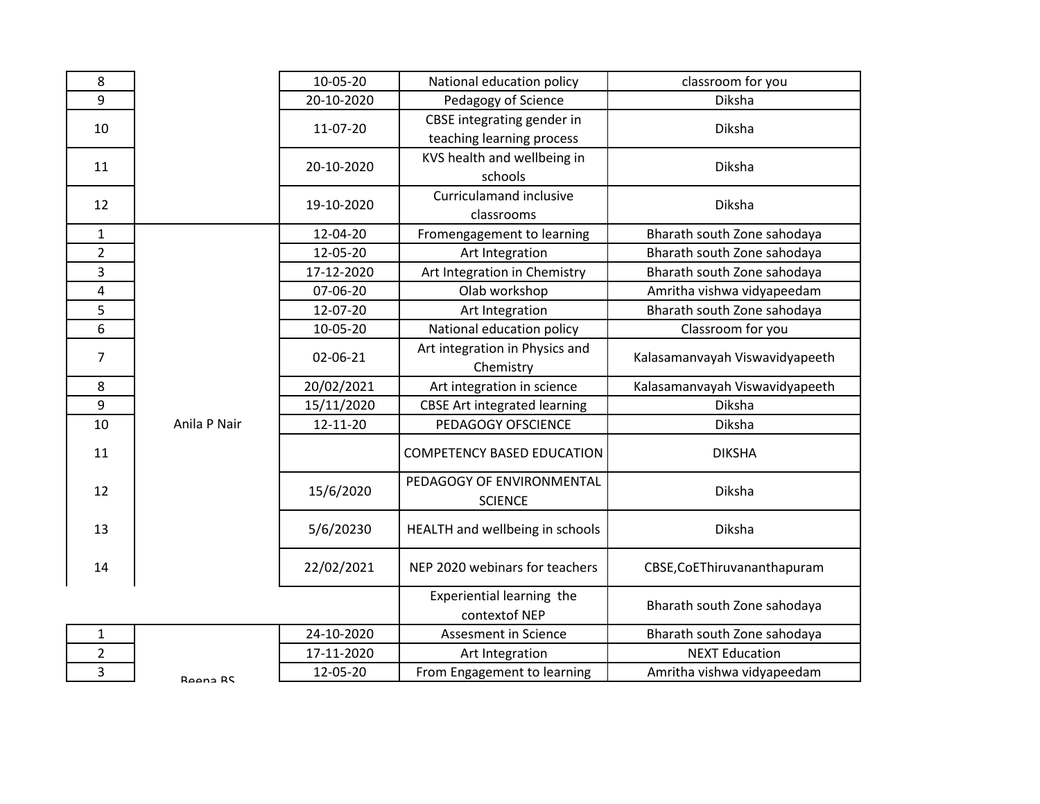| | | | | |
|---|---|---|---|---|
| 8 | | 10-05-20 | National education policy | classroom for you |
| 9 | | 20-10-2020 | Pedagogy of Science | Diksha |
| 10 | | 11-07-20 | CBSE integrating gender in teaching learning process | Diksha |
| 11 | | 20-10-2020 | KVS health and wellbeing in schools | Diksha |
| 12 | | 19-10-2020 | Curriculamand inclusive classrooms | Diksha |
| 1 | Anila P Nair | 12-04-20 | Fromengagement to learning | Bharath south Zone sahodaya |
| 2 | | 12-05-20 | Art Integration | Bharath south Zone sahodaya |
| 3 | | 17-12-2020 | Art Integration in Chemistry | Bharath south Zone sahodaya |
| 4 | | 07-06-20 | Olab workshop | Amritha vishwa vidyapeedam |
| 5 | | 12-07-20 | Art Integration | Bharath south Zone sahodaya |
| 6 | | 10-05-20 | National education policy | Classroom for you |
| 7 | | 02-06-21 | Art integration in Physics and Chemistry | Kalasamanvayah Viswavidyapeeth |
| 8 | | 20/02/2021 | Art integration in science | Kalasamanvayah Viswavidyapeeth |
| 9 | | 15/11/2020 | CBSE Art integrated learning | Diksha |
| 10 | | 12-11-20 | PEDAGOGY OFSCIENCE | Diksha |
| 11 | | | COMPETENCY BASED EDUCATION | DIKSHA |
| 12 | | 15/6/2020 | PEDAGOGY OF ENVIRONMENTAL SCIENCE | Diksha |
| 13 | | 5/6/20230 | HEALTH and wellbeing in schools | Diksha |
| 14 | | 22/02/2021 | NEP 2020 webinars for teachers | CBSE,CoEThiruvananthapuram |
| | | | Experiential learning the contextof NEP | Bharath south Zone sahodaya |
| 1 | Beena BS | 24-10-2020 | Assesment in Science | Bharath south Zone sahodaya |
| 2 | | 17-11-2020 | Art Integration | NEXT Education |
| 3 | | 12-05-20 | From Engagement to learning | Amritha vishwa vidyapeedam |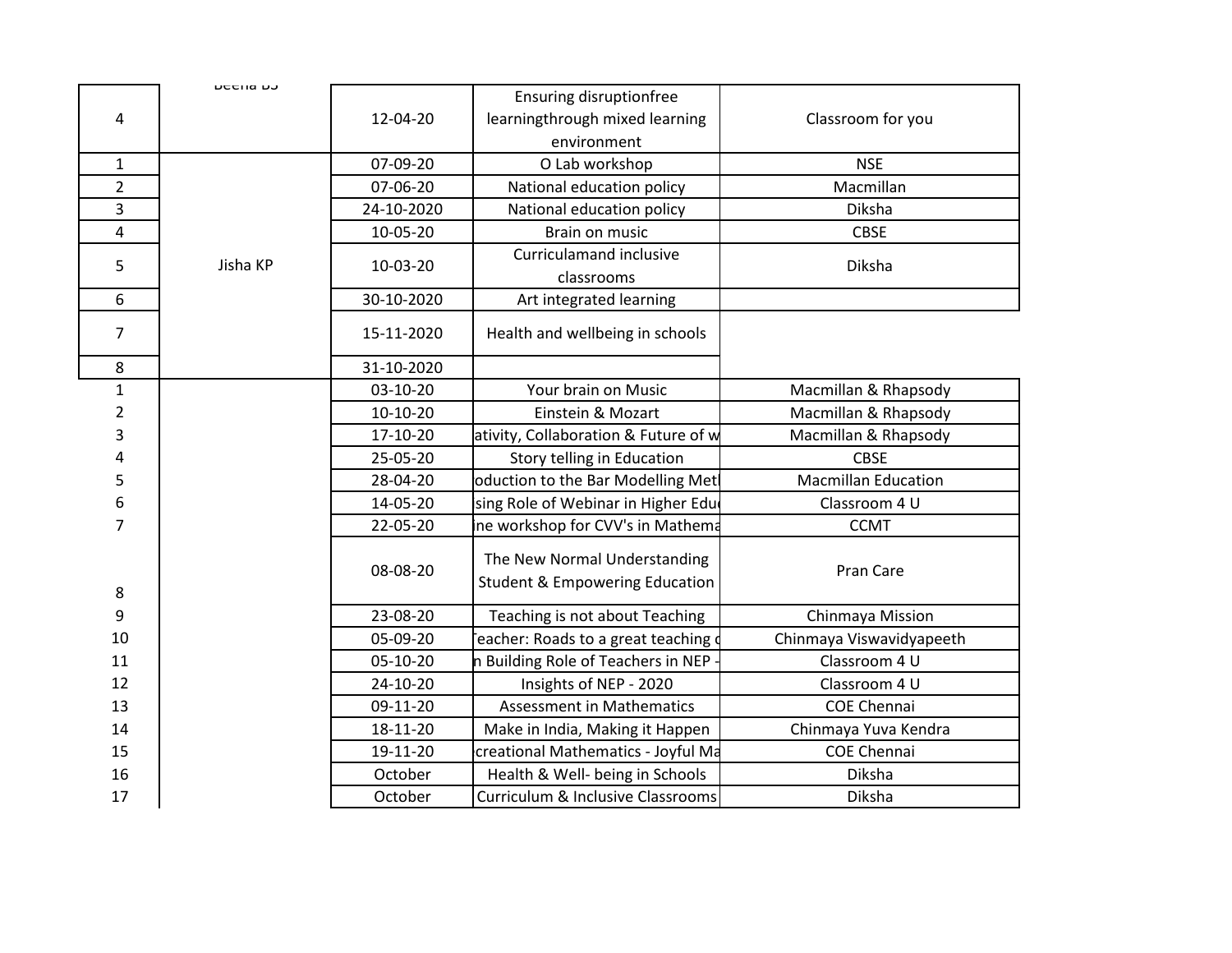| | | | | |
|---|---|---|---|---|
| 4 | Beena BS | 12-04-20 | Ensuring disruptionfree learningthrough mixed learning environment | Classroom for you |
| 1 | Jisha KP | 07-09-20 | O Lab workshop | NSE |
| 2 | | 07-06-20 | National education policy | Macmillan |
| 3 | | 24-10-2020 | National education policy | Diksha |
| 4 | | 10-05-20 | Brain on music | CBSE |
| 5 | | 10-03-20 | Curriculamand inclusive classrooms | Diksha |
| 6 | | 30-10-2020 | Art integrated learning | |
| 7 | | 15-11-2020 | Health and wellbeing in schools | |
| 8 | | 31-10-2020 | | |
| 1 | | 03-10-20 | Your brain on Music | Macmillan & Rhapsody |
| 2 | | 10-10-20 | Einstein & Mozart | Macmillan & Rhapsody |
| 3 | | 17-10-20 | ativity, Collaboration & Future of w | Macmillan & Rhapsody |
| 4 | | 25-05-20 | Story telling in Education | CBSE |
| 5 | | 28-04-20 | oduction to the Bar Modelling Met | Macmillan Education |
| 6 | | 14-05-20 | sing Role of Webinar in Higher Edu | Classroom 4 U |
| 7 | | 22-05-20 | ine workshop for CVV's in Mathema | CCMT |
| 8 | | 08-08-20 | The New Normal Understanding Student & Empowering Education | Pran Care |
| 9 | | 23-08-20 | Teaching is not about Teaching | Chinmaya Mission |
| 10 | | 05-09-20 | eacher: Roads to a great teaching c | Chinmaya Viswavidyapeeth |
| 11 | | 05-10-20 | n Building Role of Teachers in NEP - | Classroom 4 U |
| 12 | | 24-10-20 | Insights of NEP - 2020 | Classroom 4 U |
| 13 | | 09-11-20 | Assessment in Mathematics | COE Chennai |
| 14 | | 18-11-20 | Make in India, Making it Happen | Chinmaya Yuva Kendra |
| 15 | | 19-11-20 | creational Mathematics - Joyful Ma | COE Chennai |
| 16 | | October | Health & Well- being in Schools | Diksha |
| 17 | | October | Curriculum & Inclusive Classrooms | Diksha |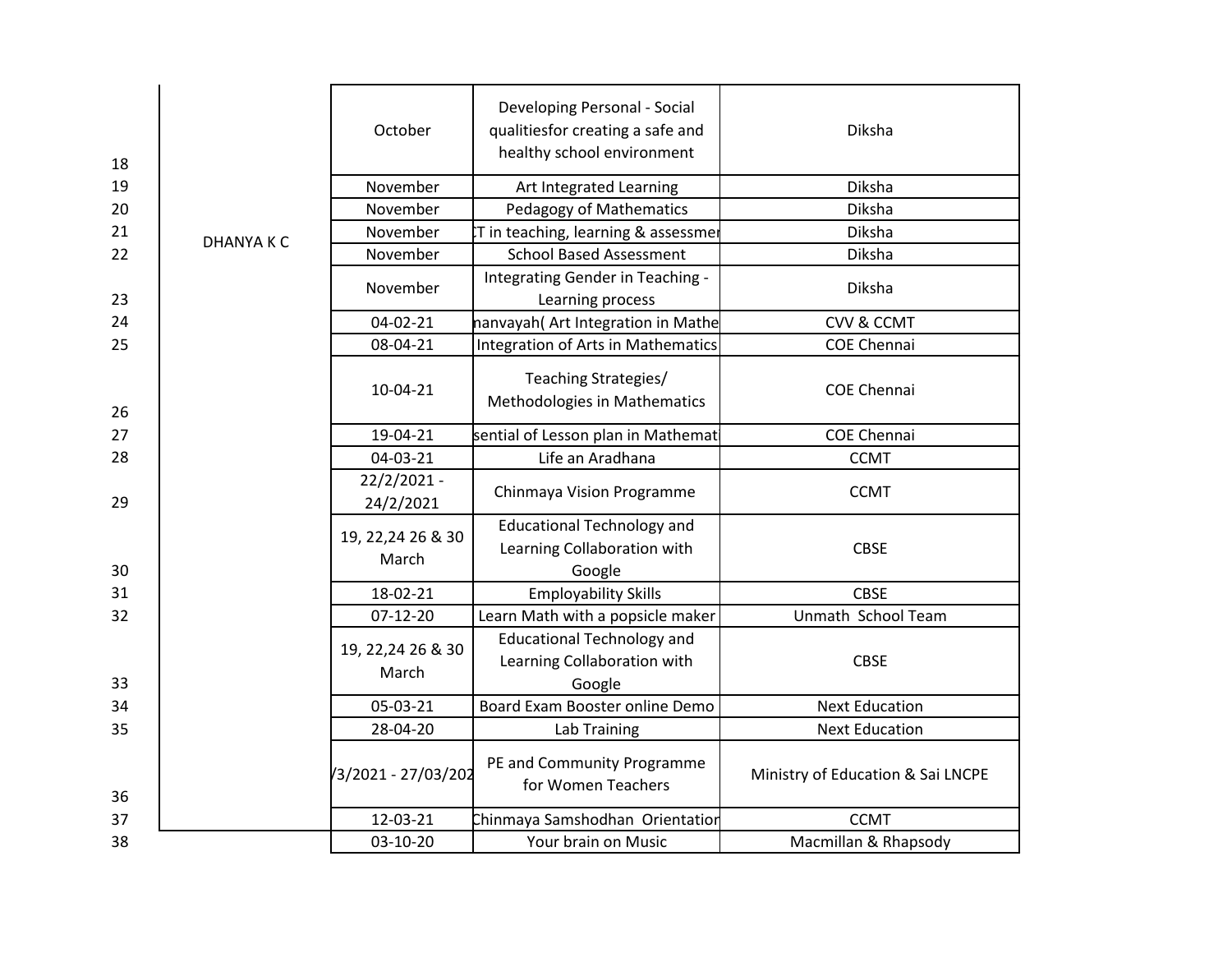| | | | | |
|---|---|---|---|---|
| 18 | | October | Developing Personal - Social qualitiesfor creating a safe and healthy school environment | Diksha |
| 19 | | November | Art Integrated Learning | Diksha |
| 20 | | November | Pedagogy of Mathematics | Diksha |
| 21 | DHANYA K C | November | T in teaching, learning & assessmen | Diksha |
| 22 | | November | School Based Assessment | Diksha |
| 23 | | November | Integrating Gender in Teaching - Learning process | Diksha |
| 24 | | 04-02-21 | nanvayah( Art Integration in Mathe | CVV & CCMT |
| 25 | | 08-04-21 | Integration of Arts in Mathematics | COE Chennai |
| 26 | | 10-04-21 | Teaching Strategies/ Methodologies in Mathematics | COE Chennai |
| 27 | | 19-04-21 | sential of Lesson plan in Mathemat | COE Chennai |
| 28 | | 04-03-21 | Life an Aradhana | CCMT |
| 29 | | 22/2/2021 - 24/2/2021 | Chinmaya Vision Programme | CCMT |
| 30 | | 19, 22,24 26 & 30 March | Educational Technology and Learning Collaboration with Google | CBSE |
| 31 | | 18-02-21 | Employability Skills | CBSE |
| 32 | | 07-12-20 | Learn Math with a popsicle maker | Unmath School Team |
| 33 | | 19, 22,24 26 & 30 March | Educational Technology and Learning Collaboration with Google | CBSE |
| 34 | | 05-03-21 | Board Exam Booster online Demo | Next Education |
| 35 | | 28-04-20 | Lab Training | Next Education |
| 36 | | /3/2021 - 27/03/202 | PE and Community Programme for Women Teachers | Ministry of Education & Sai LNCPE |
| 37 | | 12-03-21 | Chinmaya Samshodhan Orientation | CCMT |
| 38 | | 03-10-20 | Your brain on Music | Macmillan & Rhapsody |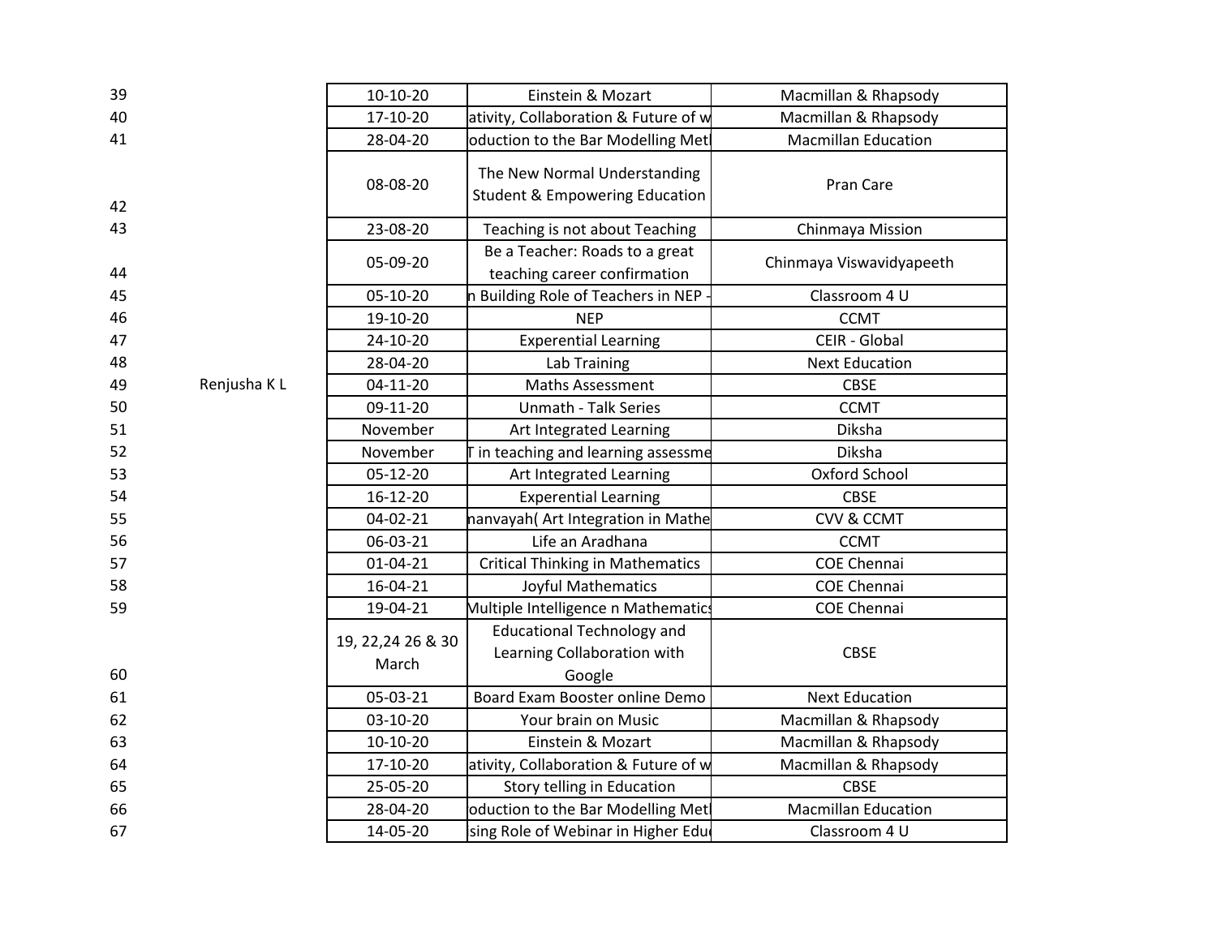| | | | | |
|---|---|---|---|---|
| 39 | | 10-10-20 | Einstein & Mozart | Macmillan & Rhapsody |
| 40 | | 17-10-20 | ativity, Collaboration & Future of w | Macmillan & Rhapsody |
| 41 | | 28-04-20 | oduction to the Bar Modelling Met | Macmillan Education |
| 42 | | 08-08-20 | The New Normal Understanding Student & Empowering Education | Pran Care |
| 43 | | 23-08-20 | Teaching is not about Teaching | Chinmaya Mission |
| 44 | | 05-09-20 | Be a Teacher: Roads to a great teaching career confirmation | Chinmaya Viswavidyapeeth |
| 45 | | 05-10-20 | n Building Role of Teachers in NEP - | Classroom 4 U |
| 46 | | 19-10-20 | NEP | CCMT |
| 47 | | 24-10-20 | Experential Learning | CEIR - Global |
| 48 | | 28-04-20 | Lab Training | Next Education |
| 49 | Renjusha K L | 04-11-20 | Maths Assessment | CBSE |
| 50 | | 09-11-20 | Unmath - Talk Series | CCMT |
| 51 | | November | Art Integrated Learning | Diksha |
| 52 | | November | T in teaching and learning assessme | Diksha |
| 53 | | 05-12-20 | Art Integrated Learning | Oxford School |
| 54 | | 16-12-20 | Experential Learning | CBSE |
| 55 | | 04-02-21 | nanvayah( Art Integration in Mathe | CVV & CCMT |
| 56 | | 06-03-21 | Life an Aradhana | CCMT |
| 57 | | 01-04-21 | Critical Thinking in Mathematics | COE Chennai |
| 58 | | 16-04-21 | Joyful Mathematics | COE Chennai |
| 59 | | 19-04-21 | Multiple Intelligence n Mathematics | COE Chennai |
| 60 | | 19, 22,24 26 & 30 March | Educational Technology and Learning Collaboration with Google | CBSE |
| 61 | | 05-03-21 | Board Exam Booster online Demo | Next Education |
| 62 | | 03-10-20 | Your brain on Music | Macmillan & Rhapsody |
| 63 | | 10-10-20 | Einstein & Mozart | Macmillan & Rhapsody |
| 64 | | 17-10-20 | ativity, Collaboration & Future of w | Macmillan & Rhapsody |
| 65 | | 25-05-20 | Story telling in Education | CBSE |
| 66 | | 28-04-20 | oduction to the Bar Modelling Met | Macmillan Education |
| 67 | | 14-05-20 | sing Role of Webinar in Higher Edu | Classroom 4 U |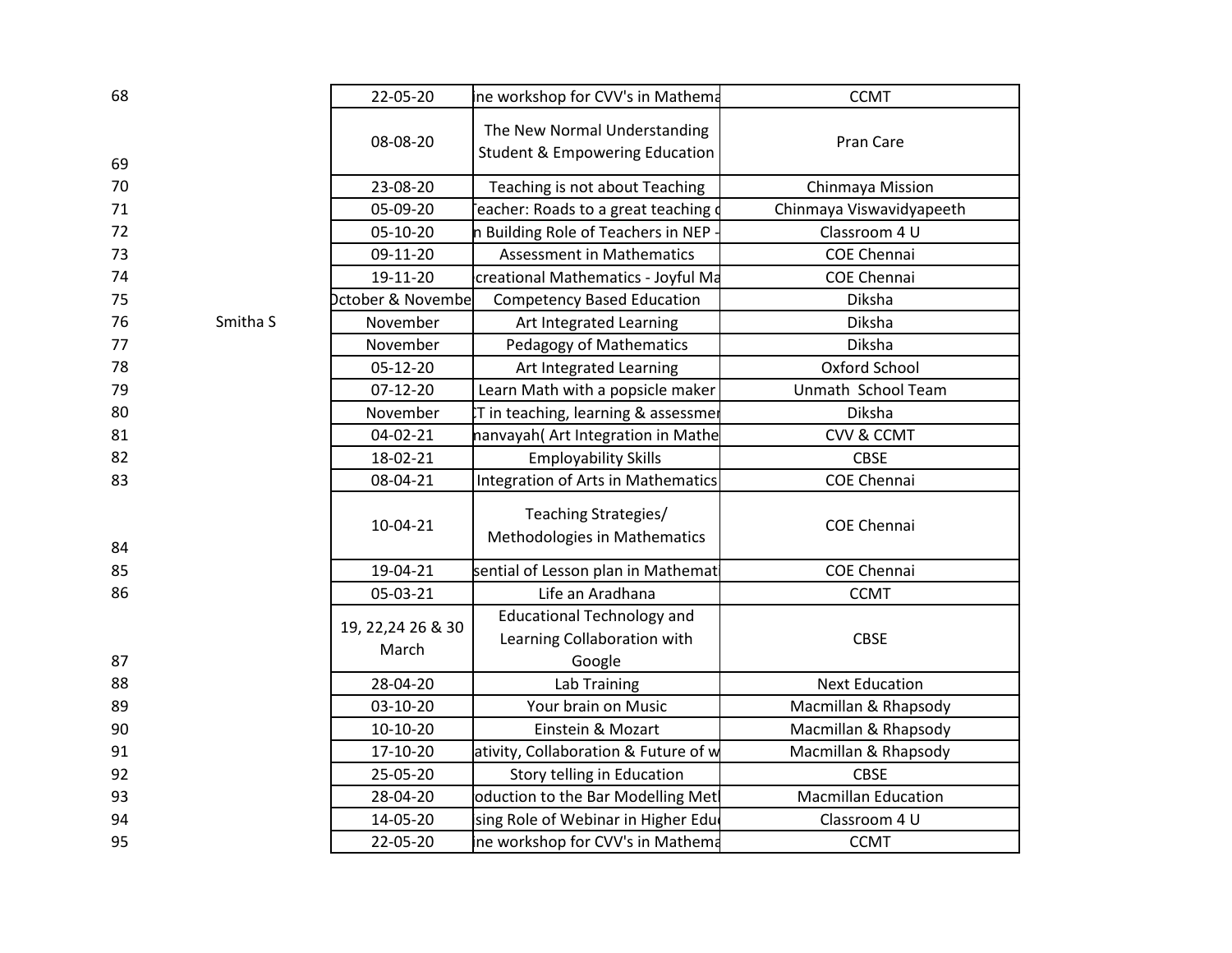| | | | | |
|---|---|---|---|---|
| 68 | | 22-05-20 | ine workshop for CVV's in Mathema | CCMT |
| 69 | | 08-08-20 | The New Normal Understanding Student & Empowering Education | Pran Care |
| 70 | | 23-08-20 | Teaching is not about Teaching | Chinmaya Mission |
| 71 | | 05-09-20 | Teacher: Roads to a great teaching c | Chinmaya Viswavidyapeeth |
| 72 | | 05-10-20 | n Building Role of Teachers in NEP - | Classroom 4 U |
| 73 | | 09-11-20 | Assessment in Mathematics | COE Chennai |
| 74 | | 19-11-20 | creational Mathematics - Joyful Ma | COE Chennai |
| 75 | | October & Novembe | Competency Based Education | Diksha |
| 76 | Smitha S | November | Art Integrated Learning | Diksha |
| 77 | | November | Pedagogy of Mathematics | Diksha |
| 78 | | 05-12-20 | Art Integrated Learning | Oxford School |
| 79 | | 07-12-20 | Learn Math with a popsicle maker | Unmath School Team |
| 80 | | November | CT in teaching, learning & assessmer | Diksha |
| 81 | | 04-02-21 | nanvayah( Art Integration in Mathe | CVV & CCMT |
| 82 | | 18-02-21 | Employability Skills | CBSE |
| 83 | | 08-04-21 | Integration of Arts in Mathematics | COE Chennai |
| 84 | | 10-04-21 | Teaching Strategies/ Methodologies in Mathematics | COE Chennai |
| 85 | | 19-04-21 | sential of Lesson plan in Mathemat | COE Chennai |
| 86 | | 05-03-21 | Life an Aradhana | CCMT |
| 87 | | 19, 22,24 26 & 30 March | Educational Technology and Learning Collaboration with Google | CBSE |
| 88 | | 28-04-20 | Lab Training | Next Education |
| 89 | | 03-10-20 | Your brain on Music | Macmillan & Rhapsody |
| 90 | | 10-10-20 | Einstein & Mozart | Macmillan & Rhapsody |
| 91 | | 17-10-20 | ativity, Collaboration & Future of w | Macmillan & Rhapsody |
| 92 | | 25-05-20 | Story telling in Education | CBSE |
| 93 | | 28-04-20 | oduction to the Bar Modelling Met | Macmillan Education |
| 94 | | 14-05-20 | sing Role of Webinar in Higher Edu | Classroom 4 U |
| 95 | | 22-05-20 | ine workshop for CVV's in Mathema | CCMT |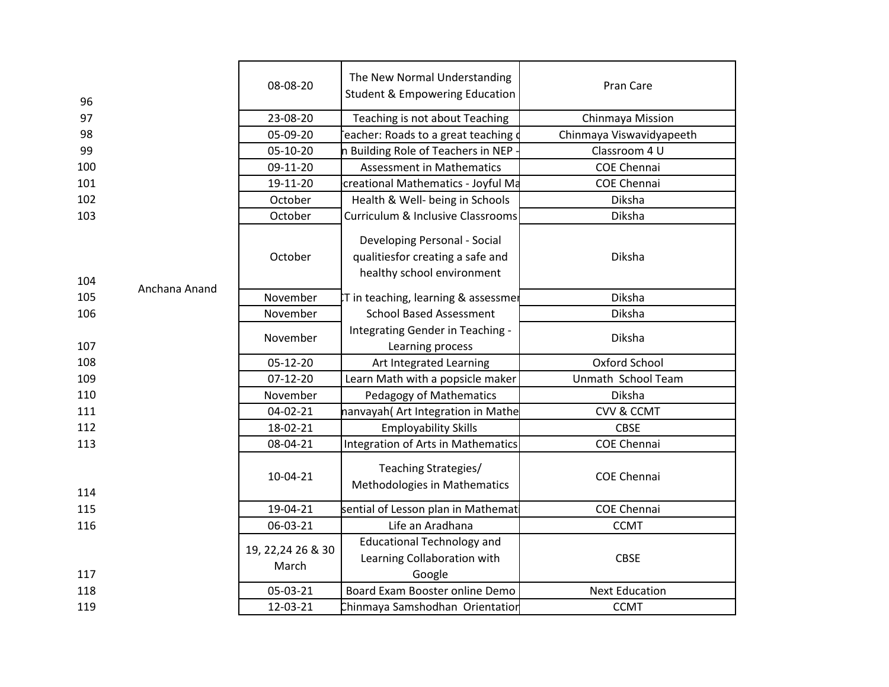| | | | | |
|---|---|---|---|---|
| 96 | | 08-08-20 | The New Normal Understanding Student & Empowering Education | Pran Care |
| 97 | | 23-08-20 | Teaching is not about Teaching | Chinmaya Mission |
| 98 | | 05-09-20 | eacher: Roads to a great teaching c | Chinmaya Viswavidyapeeth |
| 99 | | 05-10-20 | n Building Role of Teachers in NEP - | Classroom 4 U |
| 100 | | 09-11-20 | Assessment in Mathematics | COE Chennai |
| 101 | | 19-11-20 | creational Mathematics - Joyful Ma | COE Chennai |
| 102 | | October | Health & Well- being in Schools | Diksha |
| 103 | | October | Curriculum & Inclusive Classrooms | Diksha |
| 104 | | October | Developing Personal - Social qualitiesfor creating a safe and healthy school environment | Diksha |
| 105 | Anchana Anand | November | T in teaching, learning & assessmer | Diksha |
| 106 | | November | School Based Assessment | Diksha |
| 107 | | November | Integrating Gender in Teaching - Learning process | Diksha |
| 108 | | 05-12-20 | Art Integrated Learning | Oxford School |
| 109 | | 07-12-20 | Learn Math with a popsicle maker | Unmath School Team |
| 110 | | November | Pedagogy of Mathematics | Diksha |
| 111 | | 04-02-21 | nanvayah( Art Integration in Mathe | CVV & CCMT |
| 112 | | 18-02-21 | Employability Skills | CBSE |
| 113 | | 08-04-21 | Integration of Arts in Mathematics | COE Chennai |
| 114 | | 10-04-21 | Teaching Strategies/ Methodologies in Mathematics | COE Chennai |
| 115 | | 19-04-21 | sential of Lesson plan in Mathemat | COE Chennai |
| 116 | | 06-03-21 | Life an Aradhana | CCMT |
| 117 | | 19, 22,24 26 & 30 March | Educational Technology and Learning Collaboration with Google | CBSE |
| 118 | | 05-03-21 | Board Exam Booster online Demo | Next Education |
| 119 | | 12-03-21 | Chinmaya Samshodhan Orientation | CCMT |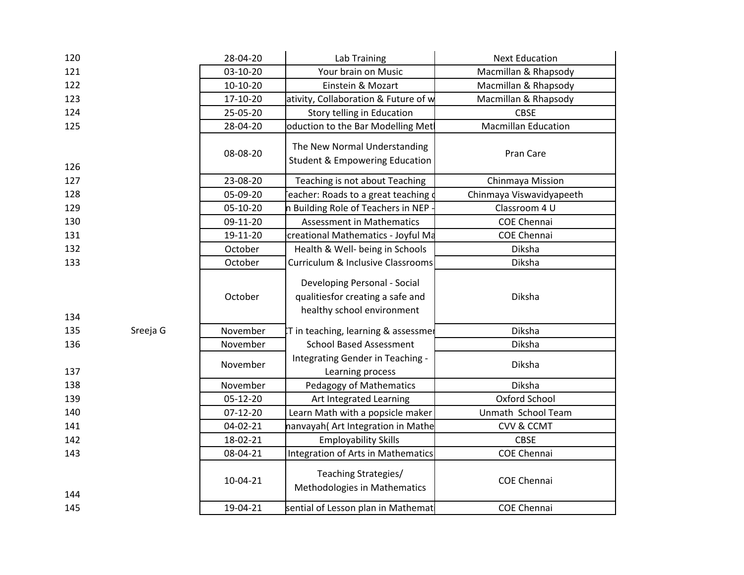| | | | | |
|---|---|---|---|---|
| 120 | | 28-04-20 | Lab Training | Next Education |
| 121 | | 03-10-20 | Your brain on Music | Macmillan & Rhapsody |
| 122 | | 10-10-20 | Einstein & Mozart | Macmillan & Rhapsody |
| 123 | | 17-10-20 | ativity, Collaboration & Future of w | Macmillan & Rhapsody |
| 124 | | 25-05-20 | Story telling in Education | CBSE |
| 125 | | 28-04-20 | oduction to the Bar Modelling Met | Macmillan Education |
| 126 | | 08-08-20 | The New Normal Understanding Student & Empowering Education | Pran Care |
| 127 | | 23-08-20 | Teaching is not about Teaching | Chinmaya Mission |
| 128 | | 05-09-20 | eacher: Roads to a great teaching | Chinmaya Viswavidyapeeth |
| 129 | | 05-10-20 | n Building Role of Teachers in NEP - | Classroom 4 U |
| 130 | | 09-11-20 | Assessment in Mathematics | COE Chennai |
| 131 | | 19-11-20 | creational Mathematics - Joyful Ma | COE Chennai |
| 132 | | October | Health & Well- being in Schools | Diksha |
| 133 | | October | Curriculum & Inclusive Classrooms | Diksha |
| 134 | | October | Developing Personal - Social qualitiesfor creating a safe and healthy school environment | Diksha |
| 135 | Sreeja G | November | T in teaching, learning & assessme | Diksha |
| 136 | | November | School Based Assessment | Diksha |
| 137 | | November | Integrating Gender in Teaching - Learning process | Diksha |
| 138 | | November | Pedagogy of Mathematics | Diksha |
| 139 | | 05-12-20 | Art Integrated Learning | Oxford School |
| 140 | | 07-12-20 | Learn Math with a popsicle maker | Unmath School Team |
| 141 | | 04-02-21 | nanvayah( Art Integration in Mathe | CVV & CCMT |
| 142 | | 18-02-21 | Employability Skills | CBSE |
| 143 | | 08-04-21 | Integration of Arts in Mathematics | COE Chennai |
| 144 | | 10-04-21 | Teaching Strategies/ Methodologies in Mathematics | COE Chennai |
| 145 | | 19-04-21 | sential of Lesson plan in Mathemat | COE Chennai |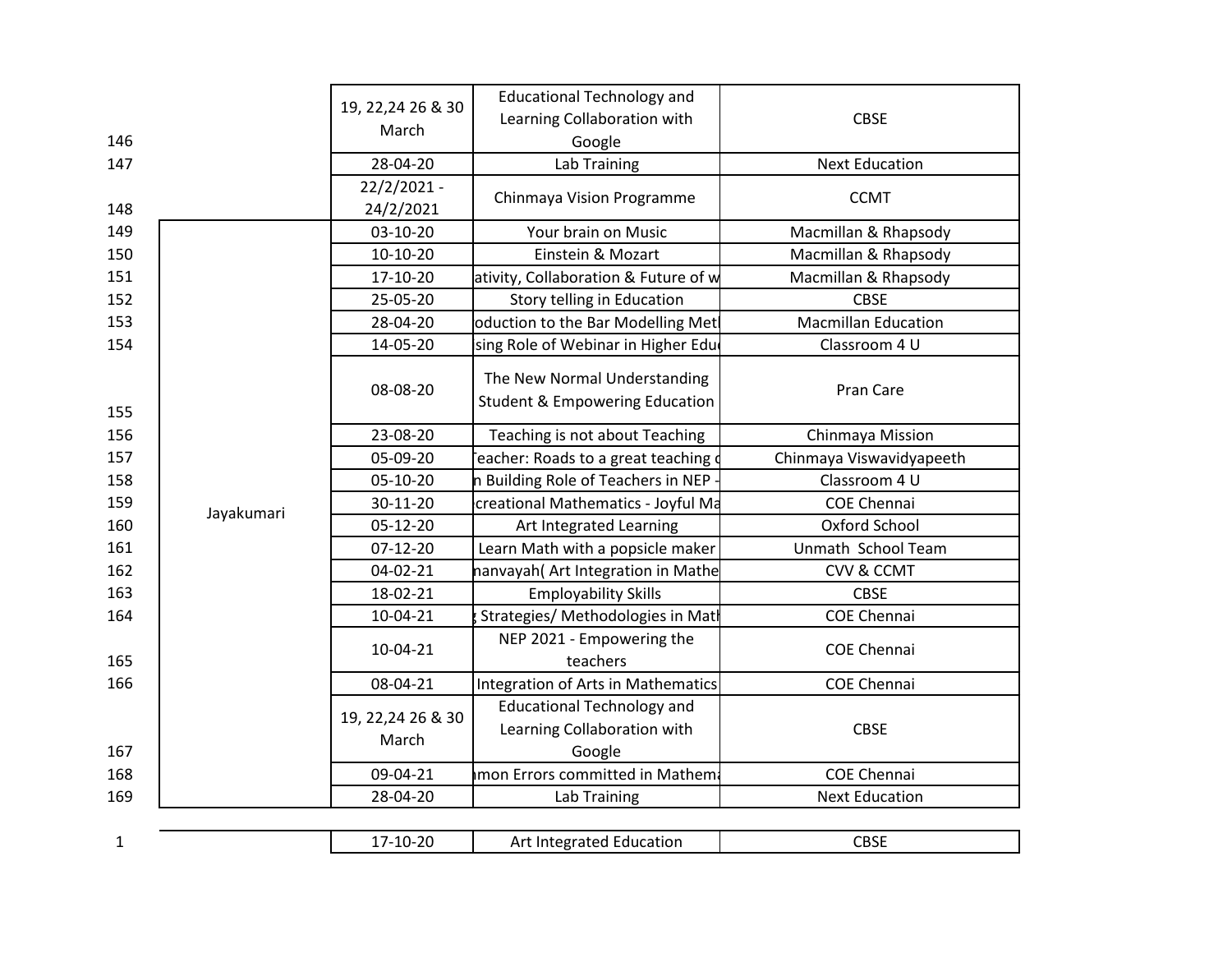| | | | | |
|---|---|---|---|---|
| 146 | | 19, 22,24 26 & 30 March | Educational Technology and Learning Collaboration with Google | CBSE |
| 147 | | 28-04-20 | Lab Training | Next Education |
| 148 | | 22/2/2021 - 24/2/2021 | Chinmaya Vision Programme | CCMT |
| 149 | Jayakumari | 03-10-20 | Your brain on Music | Macmillan & Rhapsody |
| 150 | | 10-10-20 | Einstein & Mozart | Macmillan & Rhapsody |
| 151 | | 17-10-20 | ativity, Collaboration & Future of w | Macmillan & Rhapsody |
| 152 | | 25-05-20 | Story telling in Education | CBSE |
| 153 | | 28-04-20 | oduction to the Bar Modelling Met | Macmillan Education |
| 154 | | 14-05-20 | sing Role of Webinar in Higher Edu | Classroom 4 U |
| 155 | | 08-08-20 | The New Normal Understanding Student & Empowering Education | Pran Care |
| 156 | | 23-08-20 | Teaching is not about Teaching | Chinmaya Mission |
| 157 | | 05-09-20 | eacher: Roads to a great teaching | Chinmaya Viswavidyapeeth |
| 158 | | 05-10-20 | n Building Role of Teachers in NEP - | Classroom 4 U |
| 159 | | 30-11-20 | creational Mathematics - Joyful Ma | COE Chennai |
| 160 | | 05-12-20 | Art Integrated Learning | Oxford School |
| 161 | | 07-12-20 | Learn Math with a popsicle maker | Unmath School Team |
| 162 | | 04-02-21 | nanvayah( Art Integration in Mathe | CVV & CCMT |
| 163 | | 18-02-21 | Employability Skills | CBSE |
| 164 | | 10-04-21 | Strategies/ Methodologies in Mat | COE Chennai |
| 165 | | 10-04-21 | NEP 2021 - Empowering the teachers | COE Chennai |
| 166 | | 08-04-21 | Integration of Arts in Mathematics | COE Chennai |
| 167 | | 19, 22,24 26 & 30 March | Educational Technology and Learning Collaboration with Google | CBSE |
| 168 | | 09-04-21 | mon Errors committed in Mathem | COE Chennai |
| 169 | | 28-04-20 | Lab Training | Next Education |

| | | | | |
|---|---|---|---|---|
| 1 | | 17-10-20 | Art Integrated Education | CBSE |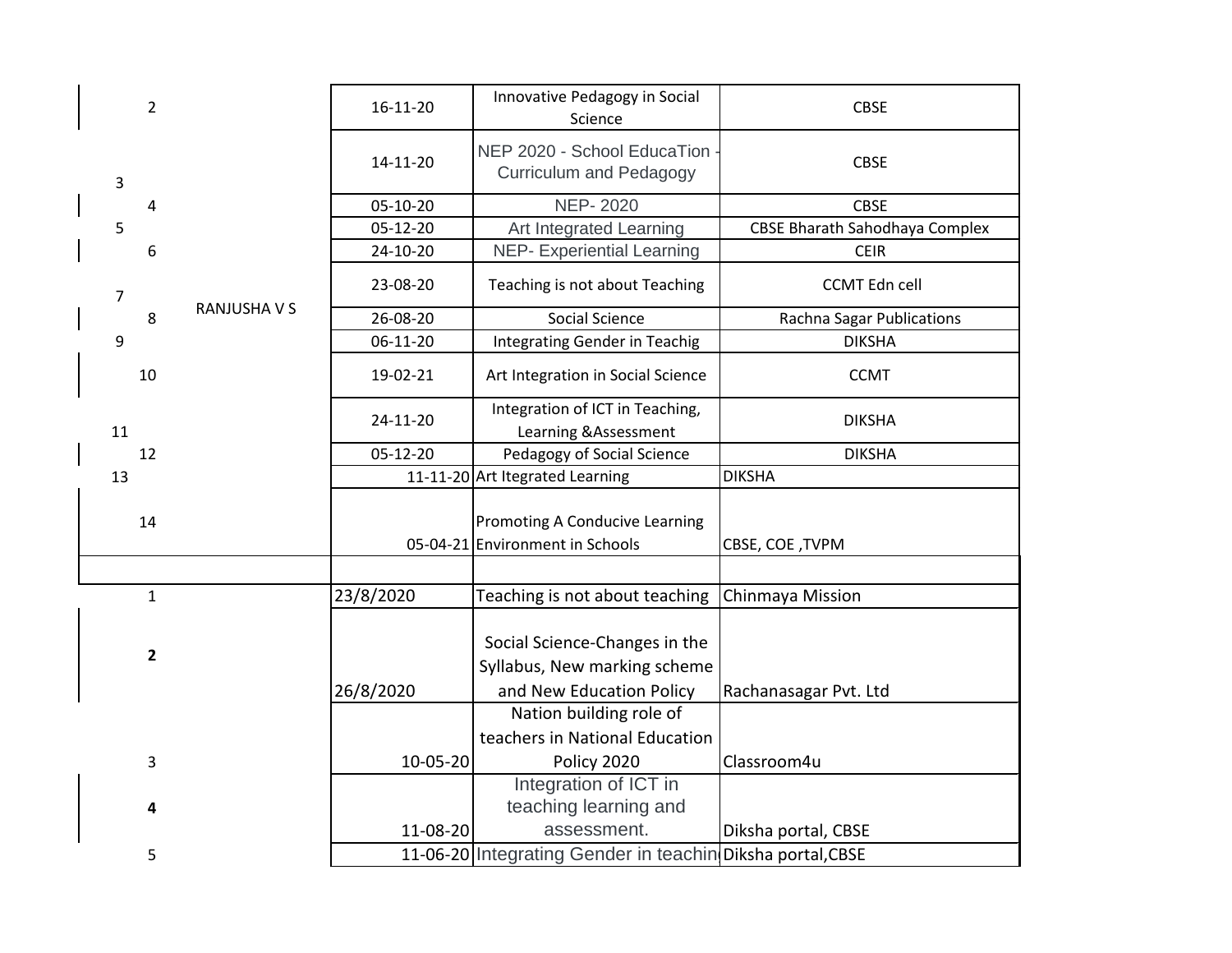| | | | | |
|---|---|---|---|---|
| 2 | | 16-11-20 | Innovative Pedagogy in Social Science | CBSE |
| 3 | | 14-11-20 | NEP 2020 - School EducaTion - Curriculum and Pedagogy | CBSE |
| 4 | | 05-10-20 | NEP- 2020 | CBSE |
| 5 | | 05-12-20 | Art Integrated Learning | CBSE Bharath Sahodhaya Complex |
| 6 | | 24-10-20 | NEP- Experiential Learning | CEIR |
| 7 | RANJUSHA V S | 23-08-20 | Teaching is not about Teaching | CCMT Edn cell |
| 8 | | 26-08-20 | Social Science | Rachna Sagar Publications |
| 9 | | 06-11-20 | Integrating Gender in Teachig | DIKSHA |
| 10 | | 19-02-21 | Art Integration in Social Science | CCMT |
| 11 | | 24-11-20 | Integration of ICT in Teaching, Learning &Assessment | DIKSHA |
| 12 | | 05-12-20 | Pedagogy of Social Science | DIKSHA |
| 13 | | 11-11-20 | Art Itegrated Learning | DIKSHA |
| 14 | | 05-04-21 | Promoting A Conducive Learning Environment in Schools | CBSE, COE ,TVPM |
| | | | | |
| 1 | | 23/8/2020 | Teaching is not about teaching | Chinmaya Mission |
| **2** | | 26/8/2020 | Social Science-Changes in the Syllabus, New marking scheme and New Education Policy | Rachanasagar Pvt. Ltd |
| 3 | | 10-05-20 | Nation building role of teachers in National Education Policy 2020 | Classroom4u |
| **4** | | 11-08-20 | Integration of ICT in teaching learning and assessment. | Diksha portal, CBSE |
| 5 | | 11-06-20 | Integrating Gender in teachin | Diksha portal,CBSE |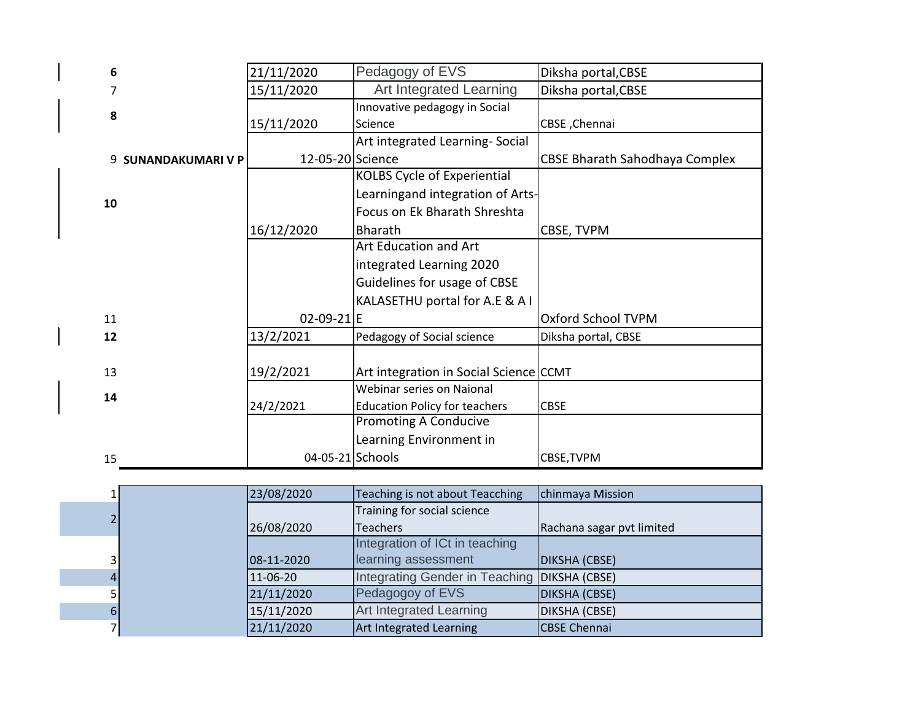| | | | | |
|---|---|---|---|---|
| 6 | | 21/11/2020 | Pedagogy of EVS | Diksha portal,CBSE |
| 7 | | 15/11/2020 | Art Integrated Learning | Diksha portal,CBSE |
| 8 | | 15/11/2020 | Innovative pedagogy in Social Science | CBSE ,Chennai |
| 9 | SUNANDAKUMARI V P | 12-05-20 | Art integrated Learning- Social Science | CBSE Bharath Sahodhaya Complex |
| 10 | | 16/12/2020 | KOLBS Cycle of Experiential Learningand integration of Arts-Focus on Ek Bharath Shreshta Bharath | CBSE, TVPM |
| 11 | | 02-09-21 | Art Education and Art integrated Learning 2020 Guidelines for usage of CBSE KALASETHU portal for A.E & A I E | Oxford School TVPM |
| 12 | | 13/2/2021 | Pedagogy of Social science | Diksha portal, CBSE |
| 13 | | 19/2/2021 | Art integration in Social Science | CCMT |
| 14 | | 24/2/2021 | Webinar series on Naional Education Policy for teachers | CBSE |
| 15 | | 04-05-21 | Promoting A Conducive Learning Environment in Schools | CBSE,TVPM |

| | | | | |
|---|---|---|---|---|
| 1 | | 23/08/2020 | Teaching is not about Teacching | chinmaya Mission |
| 2 | | 26/08/2020 | Training for social science Teachers | Rachana sagar pvt limited |
| 3 | | 08-11-2020 | Integration of ICt in teaching learning assessment | DIKSHA (CBSE) |
| 4 | | 11-06-20 | Integrating Gender in Teaching | DIKSHA (CBSE) |
| 5 | | 21/11/2020 | Pedagogoy of EVS | DIKSHA (CBSE) |
| 6 | | 15/11/2020 | Art Integrated Learning | DIKSHA (CBSE) |
| 7 | | 21/11/2020 | Art Integrated Learning | CBSE Chennai |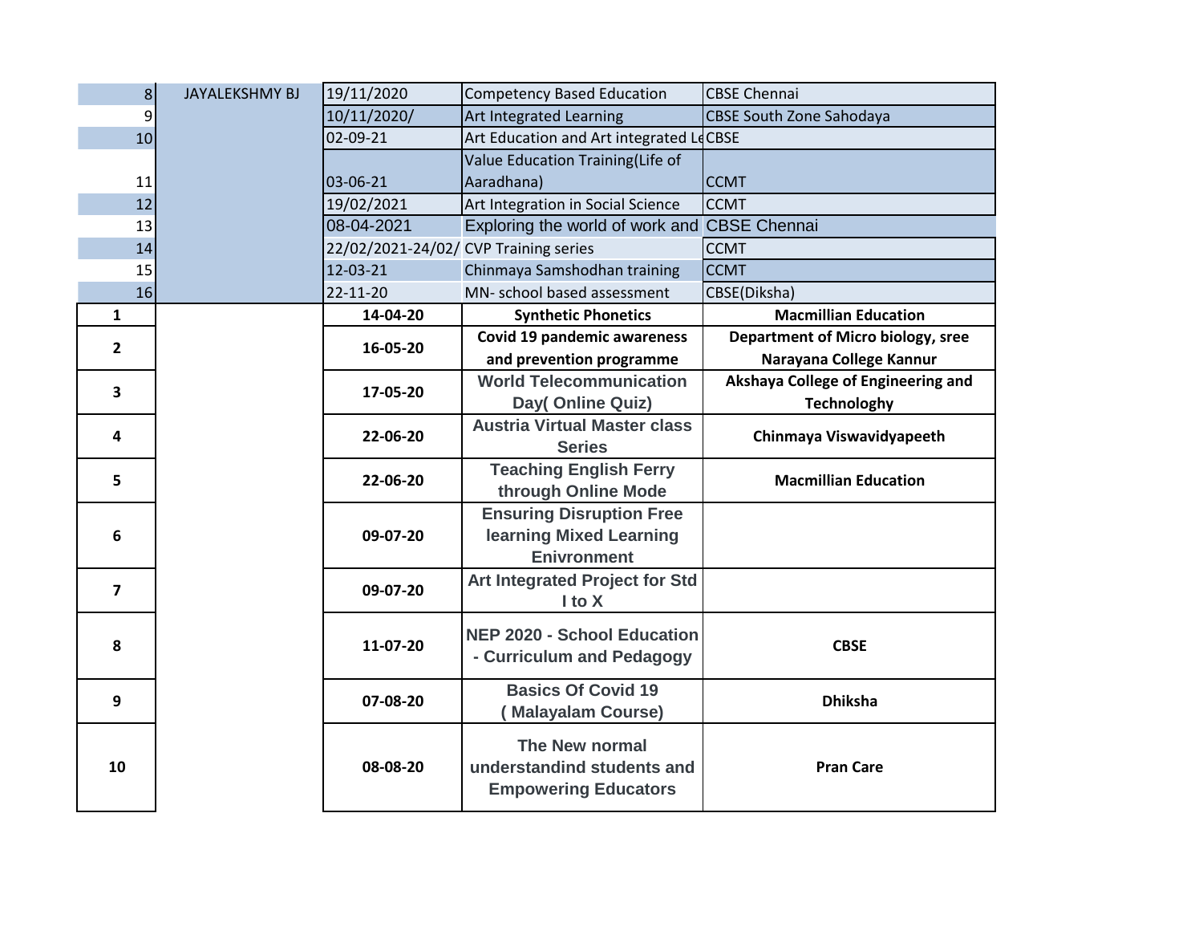| | | | | |
|---|---|---|---|---|
| 8 | JAYALEKSHMY BJ | 19/11/2020 | Competency Based Education | CBSE Chennai |
| 9 | | 10/11/2020/ | Art Integrated Learning | CBSE South Zone Sahodaya |
| 10 | | 02-09-21 | Art Education and Art integrated Le | CBSE |
| 11 | | 03-06-21 | Value Education Training(Life of Aaradhana) | CCMT |
| 12 | | 19/02/2021 | Art Integration in Social Science | CCMT |
| 13 | | 08-04-2021 | Exploring the world of work and | CBSE Chennai |
| 14 | | 22/02/2021-24/02/ | CVP Training series | CCMT |
| 15 | | 12-03-21 | Chinmaya Samshodhan training | CCMT |
| 16 | | 22-11-20 | MN- school based assessment | CBSE(Diksha) |
| **1** | | **14-04-20** | **Synthetic Phonetics** | **Macmillian Education** |
| **2** | | **16-05-20** | **Covid 19 pandemic awareness and prevention programme** | **Department of Micro biology, sree Narayana College Kannur** |
| **3** | | **17-05-20** | **World Telecommunication Day( Online Quiz)** | **Akshaya College of Engineering and Technologhy** |
| **4** | | **22-06-20** | **Austria Virtual Master class Series** | **Chinmaya Viswavidyapeeth** |
| **5** | | **22-06-20** | **Teaching English Ferry through Online Mode** | **Macmillian Education** |
| **6** | | **09-07-20** | **Ensuring Disruption Free learning Mixed Learning Enivronment** | |
| **7** | | **09-07-20** | **Art Integrated Project for Std I to X** | |
| **8** | | **11-07-20** | **NEP 2020 - School Education - Curriculum and Pedagogy** | **CBSE** |
| **9** | | **07-08-20** | **Basics Of Covid 19 ( Malayalam Course)** | **Dhiksha** |
| **10** | | **08-08-20** | **The New normal understandind students and Empowering Educators** | **Pran Care** |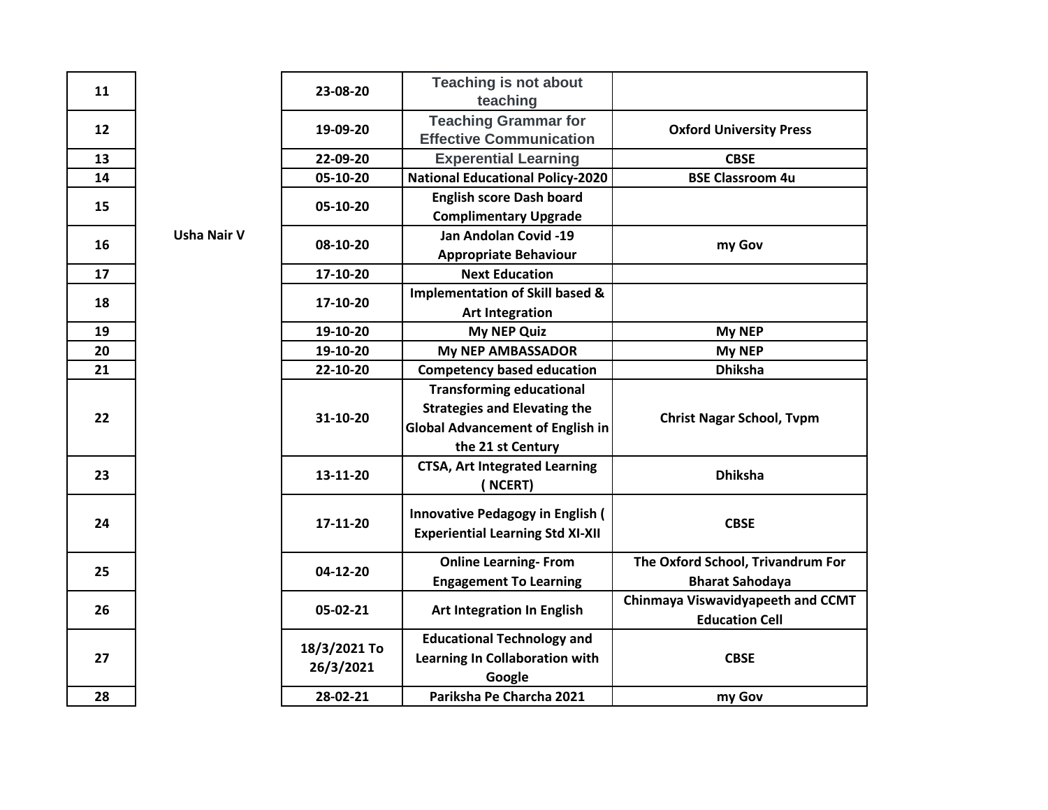| | | | | |
|---|---|---|---|---|
| 11 | Usha Nair V | 23-08-20 | Teaching is not about teaching | |
| 12 | | 19-09-20 | Teaching Grammar for Effective Communication | Oxford University Press |
| 13 | | 22-09-20 | Experential Learning | CBSE |
| 14 | | 05-10-20 | National Educational Policy-2020 | BSE Classroom 4u |
| 15 | | 05-10-20 | English score Dash board Complimentary Upgrade | |
| 16 | | 08-10-20 | Jan Andolan Covid -19 Appropriate Behaviour | my Gov |
| 17 | | 17-10-20 | Next Education | |
| 18 | | 17-10-20 | Implementation of Skill based & Art Integration | |
| 19 | | 19-10-20 | My NEP Quiz | My NEP |
| 20 | | 19-10-20 | My NEP AMBASSADOR | My NEP |
| 21 | | 22-10-20 | Competency based education | Dhiksha |
| 22 | | 31-10-20 | Transforming educational Strategies and Elevating the Global Advancement of English in the 21 st Century | Christ Nagar School, Tvpm |
| 23 | | 13-11-20 | CTSA, Art Integrated Learning ( NCERT) | Dhiksha |
| 24 | | 17-11-20 | Innovative Pedagogy in English ( Experiential Learning Std XI-XII | CBSE |
| 25 | | 04-12-20 | Online Learning- From Engagement To Learning | The Oxford School, Trivandrum For Bharat Sahodaya |
| 26 | | 05-02-21 | Art Integration In English | Chinmaya Viswavidyapeeth and CCMT Education Cell |
| 27 | | 18/3/2021 To 26/3/2021 | Educational Technology and Learning In Collaboration with Google | CBSE |
| 28 | | 28-02-21 | Pariksha Pe Charcha 2021 | my Gov |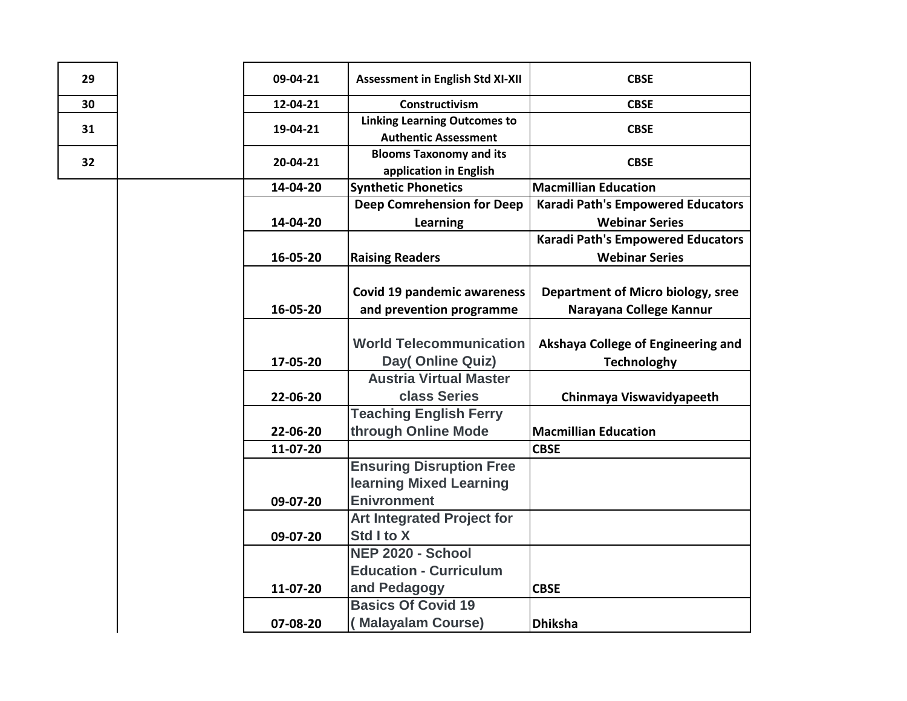| | | | | |
|---|---|---|---|---|
| 29 | | 09-04-21 | Assessment in English Std XI-XII | CBSE |
| 30 | | 12-04-21 | Constructivism | CBSE |
| 31 | | 19-04-21 | Linking Learning Outcomes to Authentic Assessment | CBSE |
| 32 | | 20-04-21 | Blooms Taxonomy and its application in English | CBSE |
| | | 14-04-20 | Synthetic Phonetics | Macmillian Education |
| | | 14-04-20 | Deep Comrehension for Deep Learning | Karadi Path's Empowered Educators Webinar Series |
| | | 16-05-20 | Raising Readers | Karadi Path's Empowered Educators Webinar Series |
| | | 16-05-20 | Covid 19 pandemic awareness and prevention programme | Department of Micro biology, sree Narayana College Kannur |
| | | 17-05-20 | World Telecommunication Day( Online Quiz) | Akshaya College of Engineering and Technologhy |
| | | 22-06-20 | Austria Virtual Master class Series | Chinmaya Viswavidyapeeth |
| | | 22-06-20 | Teaching English Ferry through Online Mode | Macmillian Education |
| | | 11-07-20 | | CBSE |
| | | 09-07-20 | Ensuring Disruption Free learning Mixed Learning Enivronment | |
| | | 09-07-20 | Art Integrated Project for Std I to X | |
| | | 11-07-20 | NEP 2020 - School Education - Curriculum and Pedagogy | CBSE |
| | | 07-08-20 | Basics Of Covid 19 ( Malayalam Course) | Dhiksha |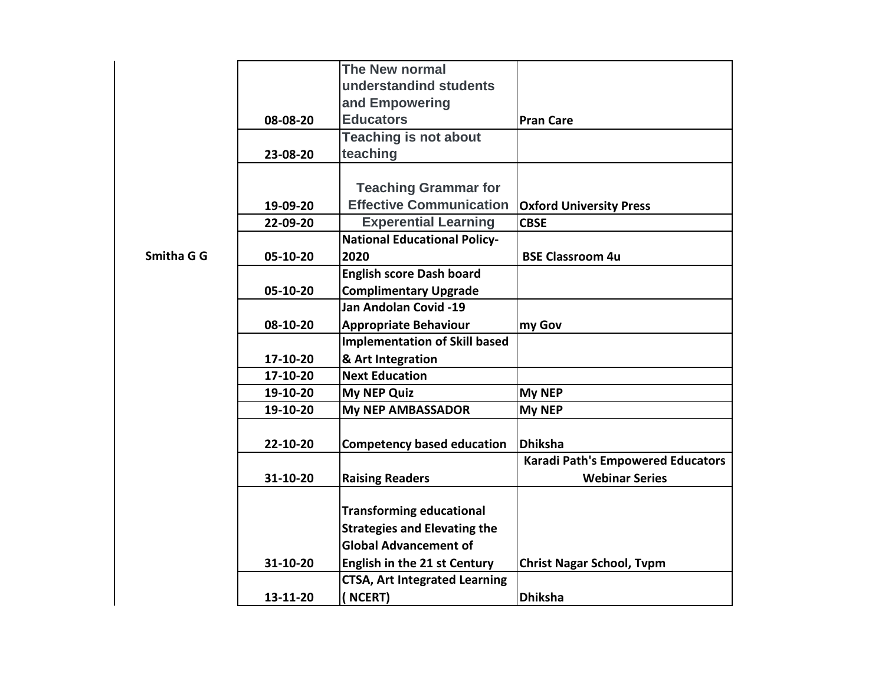| | | | |
|---|---|---|---|
| Smitha G G | 08-08-20 | The New normal understandind students and Empowering Educators | Pran Care |
| | 23-08-20 | Teaching is not about teaching | |
| | 19-09-20 | Teaching Grammar for Effective Communication | Oxford University Press |
| | 22-09-20 | Experential Learning | CBSE |
| | 05-10-20 | National Educational Policy-2020 | BSE Classroom 4u |
| | 05-10-20 | English score Dash board Complimentary Upgrade | |
| | 08-10-20 | Jan Andolan Covid -19 Appropriate Behaviour | my Gov |
| | 17-10-20 | Implementation of Skill based & Art Integration | |
| | 17-10-20 | Next Education | |
| | 19-10-20 | My NEP Quiz | My NEP |
| | 19-10-20 | My NEP AMBASSADOR | My NEP |
| | 22-10-20 | Competency based education | Dhiksha |
| | 31-10-20 | Raising Readers | Karadi Path's Empowered Educators Webinar Series |
| | 31-10-20 | Transforming educational Strategies and Elevating the Global Advancement of English in the 21 st Century | Christ Nagar School, Tvpm |
| | 13-11-20 | CTSA, Art Integrated Learning ( NCERT) | Dhiksha |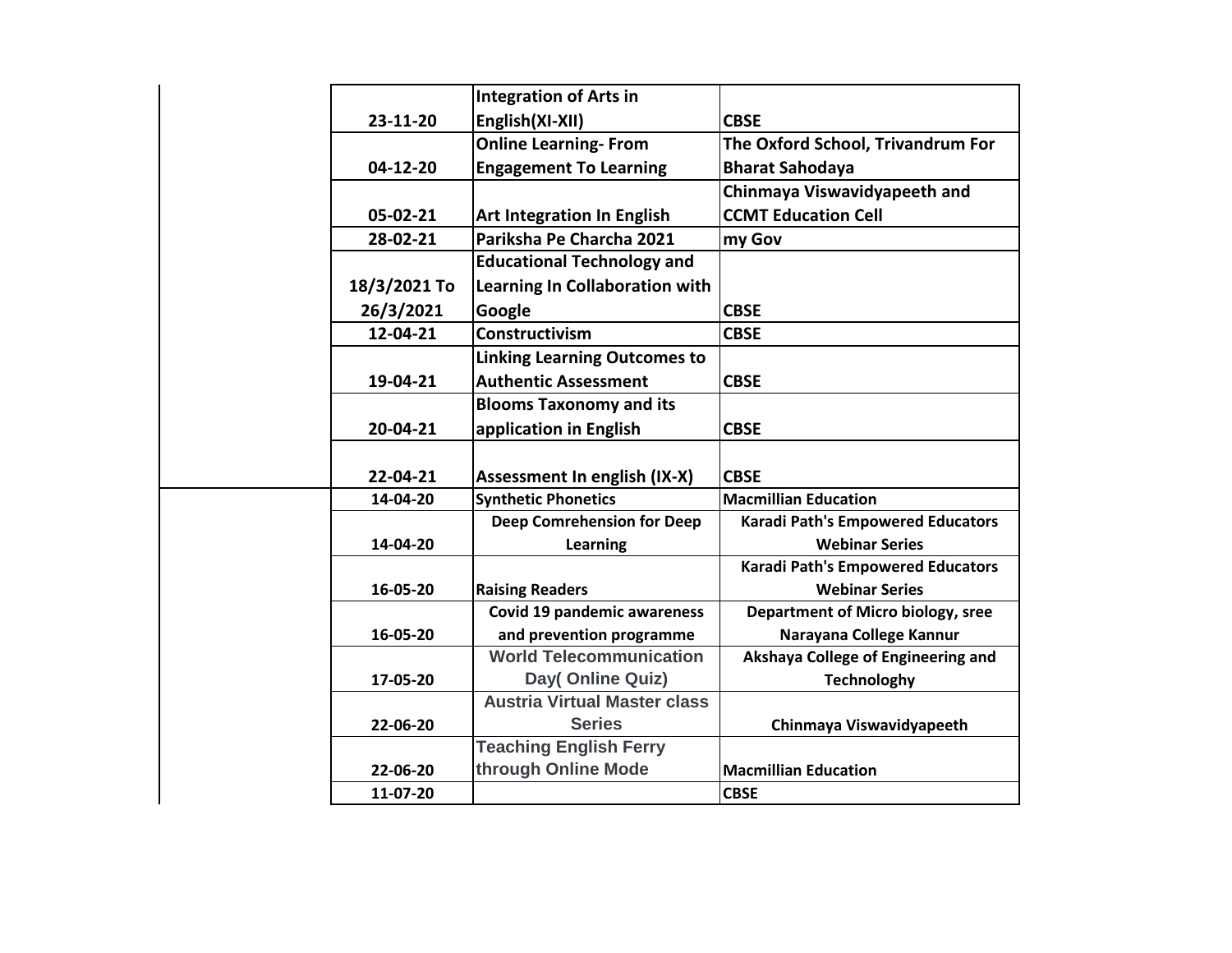| | Date | Title | Organised by |
|---|---|---|---|
| | 23-11-20 | Integration of Arts in English(XI-XII) | CBSE |
| | 04-12-20 | Online Learning- From Engagement To Learning | The Oxford School, Trivandrum For Bharat Sahodaya |
| | 05-02-21 | Art Integration In English | Chinmaya Viswavidyapeeth and CCMT Education Cell |
| | 28-02-21 | Pariksha Pe Charcha 2021 | my Gov |
| | 18/3/2021 To 26/3/2021 | Educational Technology and Learning In Collaboration with Google | CBSE |
| | 12-04-21 | Constructivism | CBSE |
| | 19-04-21 | Linking Learning Outcomes to Authentic Assessment | CBSE |
| | 20-04-21 | Blooms Taxonomy and its application in English | CBSE |
| | 22-04-21 | Assessment In english (IX-X) | CBSE |
| | 14-04-20 | Synthetic Phonetics | Macmillian Education |
| | 14-04-20 | Deep Comrehension for Deep Learning | Karadi Path's Empowered Educators Webinar Series |
| | 16-05-20 | Raising Readers | Karadi Path's Empowered Educators Webinar Series |
| | 16-05-20 | Covid 19 pandemic awareness and prevention programme | Department of Micro biology, sree Narayana College Kannur |
| | 17-05-20 | World Telecommunication Day( Online Quiz) | Akshaya College of Engineering and Technologhy |
| | 22-06-20 | Austria Virtual Master class Series | Chinmaya Viswavidyapeeth |
| | 22-06-20 | Teaching English Ferry through Online Mode | Macmillian Education |
| | 11-07-20 | | CBSE |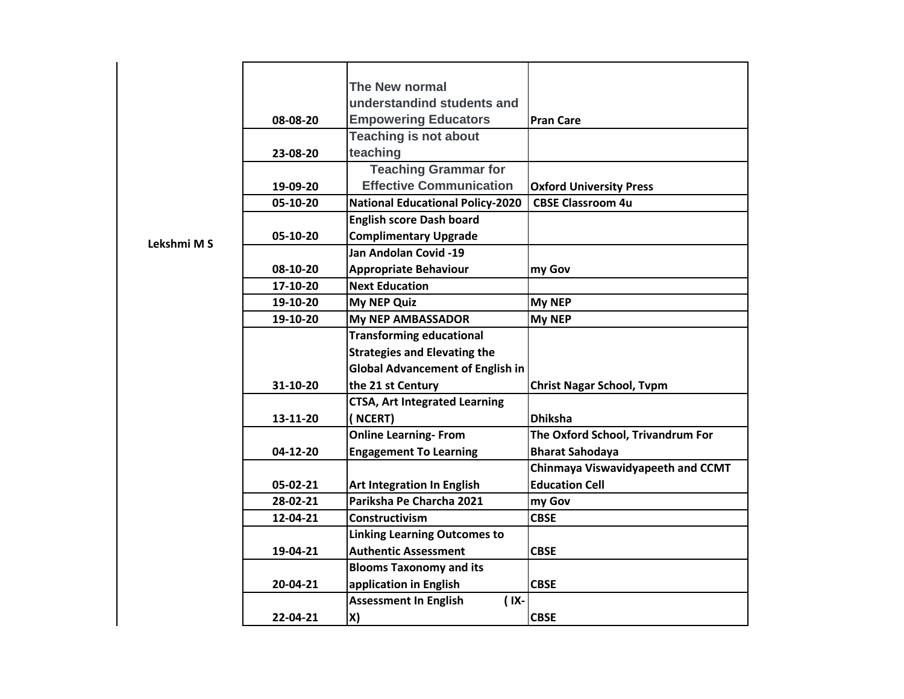| | | | |
|---|---|---|---|
| Lekshmi M S | 08-08-20 | The New normal understandind students and Empowering Educators | Pran Care |
| | 23-08-20 | Teaching is not about teaching | |
| | 19-09-20 | Teaching Grammar for Effective Communication | Oxford University Press |
| | 05-10-20 | National Educational Policy-2020 | CBSE Classroom 4u |
| | 05-10-20 | English score Dash board Complimentary Upgrade | |
| | 08-10-20 | Jan Andolan Covid -19 Appropriate Behaviour | my Gov |
| | 17-10-20 | Next Education | |
| | 19-10-20 | My NEP Quiz | My NEP |
| | 19-10-20 | My NEP AMBASSADOR | My NEP |
| | 31-10-20 | Transforming educational Strategies and Elevating the Global Advancement of English in the 21 st Century | Christ Nagar School, Tvpm |
| | 13-11-20 | CTSA, Art Integrated Learning ( NCERT) | Dhiksha |
| | 04-12-20 | Online Learning- From Engagement To Learning | The Oxford School, Trivandrum For Bharat Sahodaya |
| | 05-02-21 | Art Integration In English | Chinmaya Viswavidyapeeth and CCMT Education Cell |
| | 28-02-21 | Pariksha Pe Charcha 2021 | my Gov |
| | 12-04-21 | Constructivism | CBSE |
| | 19-04-21 | Linking Learning Outcomes to Authentic Assessment | CBSE |
| | 20-04-21 | Blooms Taxonomy and its application in English | CBSE |
| | 22-04-21 | Assessment In English ( IX-X) | CBSE |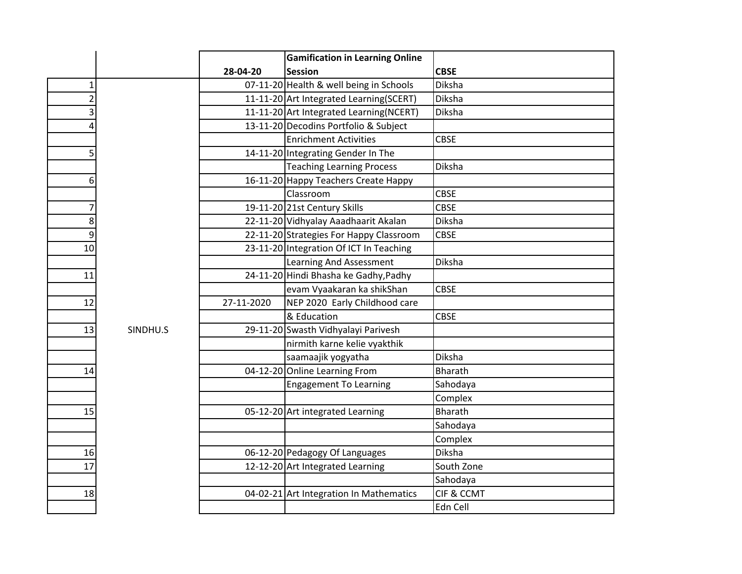| | | 28-04-20 | **Gamification in Learning Online Session** | **CBSE** |
|---|---|---|---|---|
| 1 | | 07-11-20 | Health & well being in Schools | Diksha |
| 2 | | 11-11-20 | Art Integrated Learning(SCERT) | Diksha |
| 3 | | 11-11-20 | Art Integrated Learning(NCERT) | Diksha |
| 4 | | 13-11-20 | Decodins Portfolio & Subject | |
| | | | Enrichment Activities | CBSE |
| 5 | | 14-11-20 | Integrating Gender In The | |
| | | | Teaching Learning Process | Diksha |
| 6 | | 16-11-20 | Happy Teachers Create Happy | |
| | | | Classroom | CBSE |
| 7 | | 19-11-20 | 21st Century Skills | CBSE |
| 8 | | 22-11-20 | Vidhyalay Aaadhaarit Akalan | Diksha |
| 9 | | 22-11-20 | Strategies For Happy Classroom | CBSE |
| 10 | | 23-11-20 | Integration Of ICT In Teaching | |
| | | | Learning And Assessment | Diksha |
| 11 | | 24-11-20 | Hindi Bhasha ke Gadhy,Padhy | |
| | | | evam Vyaakaran ka shikShan | CBSE |
| 12 | | 27-11-2020 | NEP 2020 Early Childhood care | |
| | | | & Education | CBSE |
| 13 | SINDHU.S | 29-11-20 | Swasth Vidhyalayi Parivesh | |
| | | | nirmith karne kelie vyakthik | |
| | | | saamaajik yogyatha | Diksha |
| 14 | | 04-12-20 | Online Learning From | Bharath |
| | | | Engagement To Learning | Sahodaya |
| | | | | Complex |
| 15 | | 05-12-20 | Art integrated Learning | Bharath |
| | | | | Sahodaya |
| | | | | Complex |
| 16 | | 06-12-20 | Pedagogy Of Languages | Diksha |
| 17 | | 12-12-20 | Art Integrated Learning | South Zone |
| | | | | Sahodaya |
| 18 | | 04-02-21 | Art Integration In Mathematics | CIF & CCMT |
| | | | | Edn Cell |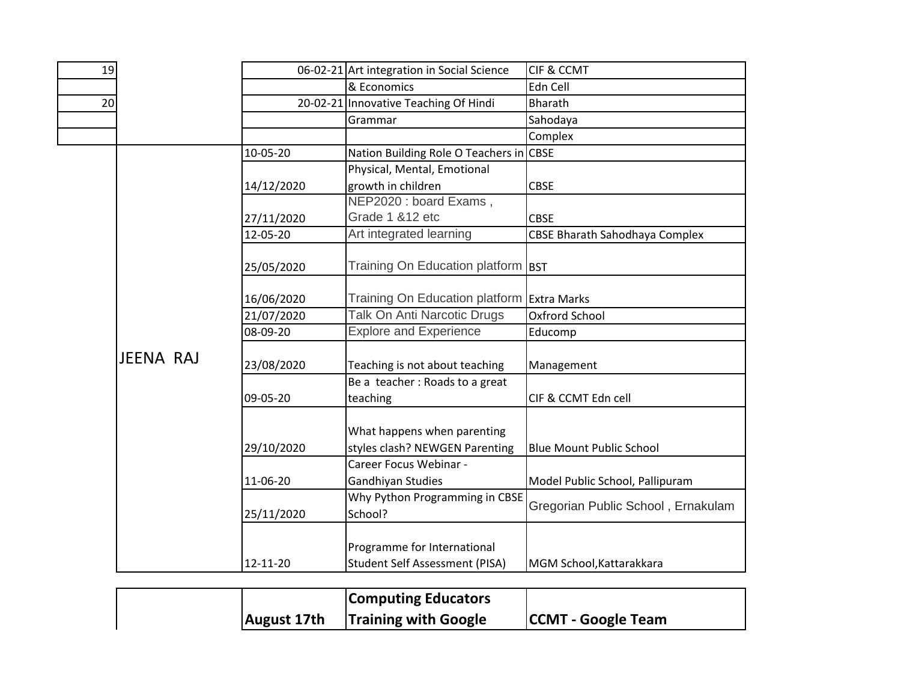| | | | | |
|---|---|---|---|---|
| 19 | | 06-02-21 | Art integration in Social Science & Economics | CIF & CCMT Edn Cell |
| 20 | | 20-02-21 | Innovative Teaching Of Hindi Grammar | Bharath Sahodaya Complex |
| | JEENA RAJ | 10-05-20 | Nation Building Role O Teachers in | CBSE |
| | | 14/12/2020 | Physical, Mental, Emotional growth in children | CBSE |
| | | 27/11/2020 | NEP2020 : board Exams , Grade 1 &12 etc | CBSE |
| | | 12-05-20 | Art integrated learning | CBSE Bharath Sahodhaya Complex |
| | | 25/05/2020 | Training On Education platform | BST |
| | | 16/06/2020 | Training On Education platform | Extra Marks |
| | | 21/07/2020 | Talk On Anti Narcotic Drugs | Oxfrord School |
| | | 08-09-20 | Explore and Experience | Educomp |
| | | 23/08/2020 | Teaching is not about teaching | Management |
| | | 09-05-20 | Be a teacher : Roads to a great teaching | CIF & CCMT Edn cell |
| | | 29/10/2020 | What happens when parenting styles clash? NEWGEN Parenting | Blue Mount Public School |
| | | 11-06-20 | Career Focus Webinar - Gandhiyan Studies | Model Public School, Pallipuram |
| | | 25/11/2020 | Why Python Programming in CBSE School? | Gregorian Public School , Ernakulam |
| | | 12-11-20 | Programme for International Student Self Assessment (PISA) | MGM School,Kattarakkara |

| | | | |
|---|---|---|---|
| | **August 17th** | **Computing Educators Training with Google** | **CCMT - Google Team** |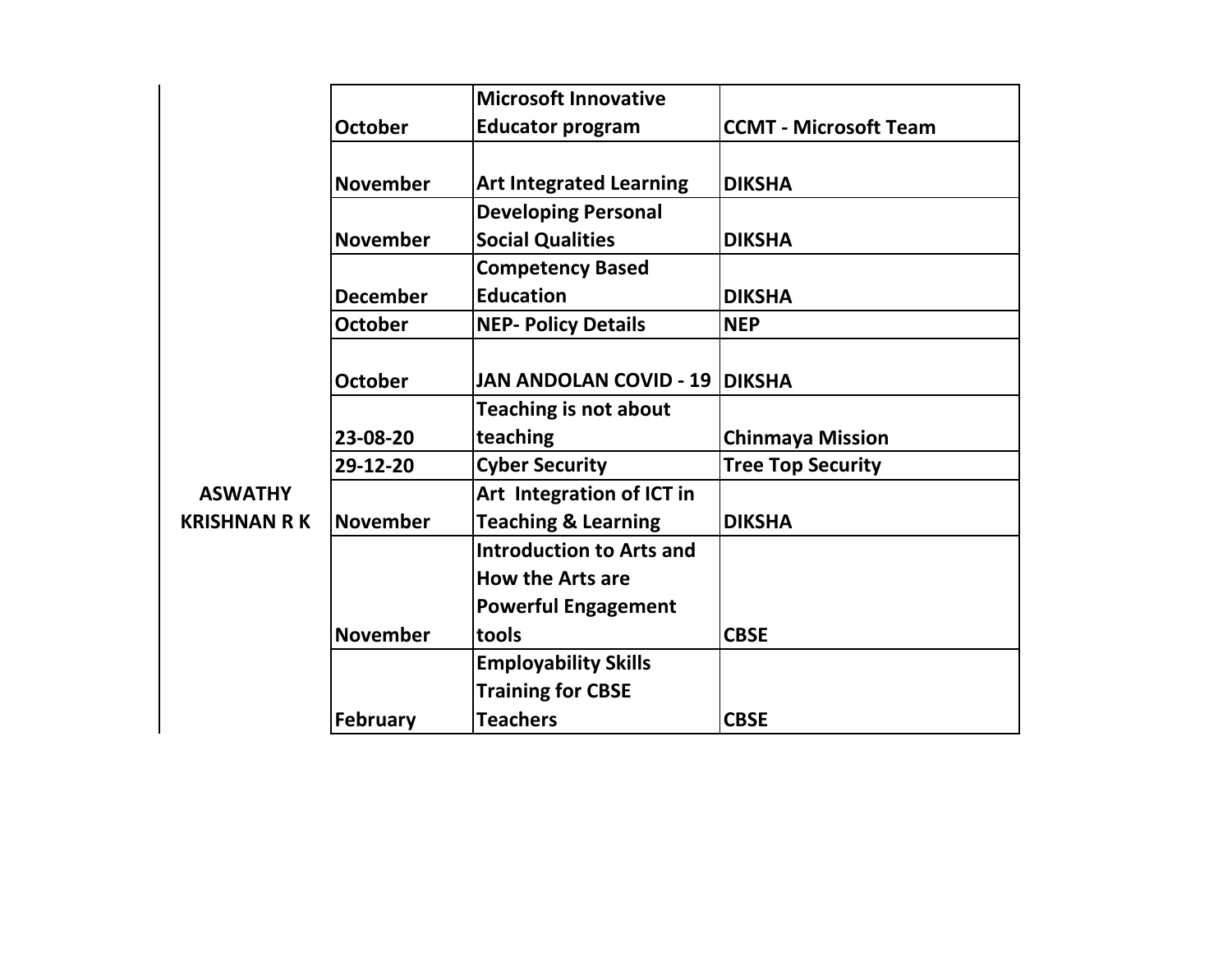| | | | |
|---|---|---|---|
| ASWATHY KRISHNAN R K | October | Microsoft Innovative Educator program | CCMT - Microsoft Team |
| | November | Art Integrated Learning | DIKSHA |
| | November | Developing Personal Social Qualities | DIKSHA |
| | December | Competency Based Education | DIKSHA |
| | October | NEP- Policy Details | NEP |
| | October | JAN ANDOLAN COVID - 19 | DIKSHA |
| | 23-08-20 | Teaching is not about teaching | Chinmaya Mission |
| | 29-12-20 | Cyber Security | Tree Top Security |
| | November | Art Integration of ICT in Teaching & Learning | DIKSHA |
| | November | Introduction to Arts and How the Arts are Powerful Engagement tools | CBSE |
| | February | Employability Skills Training for CBSE Teachers | CBSE |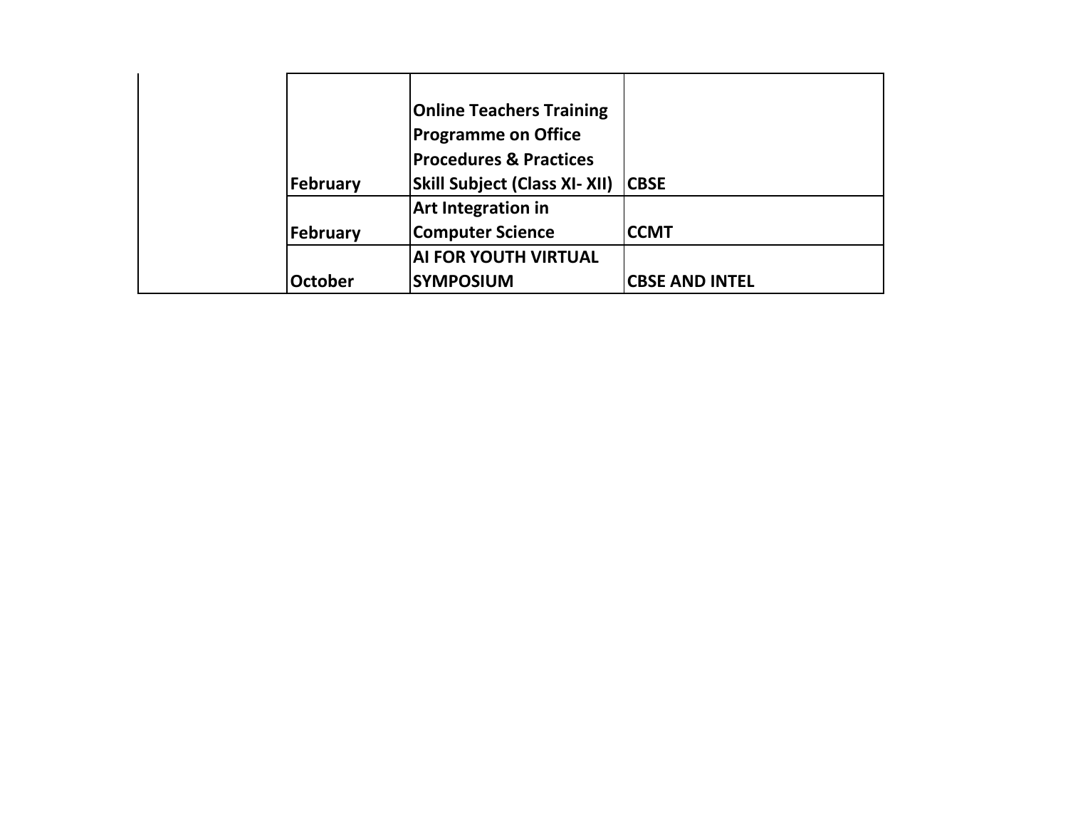| | | | |
|---|---|---|---|
| | February | Online Teachers Training Programme on Office Procedures & Practices Skill Subject (Class XI- XII) | CBSE |
| | February | Art Integration in Computer Science | CCMT |
| | October | AI FOR YOUTH VIRTUAL SYMPOSIUM | CBSE AND INTEL |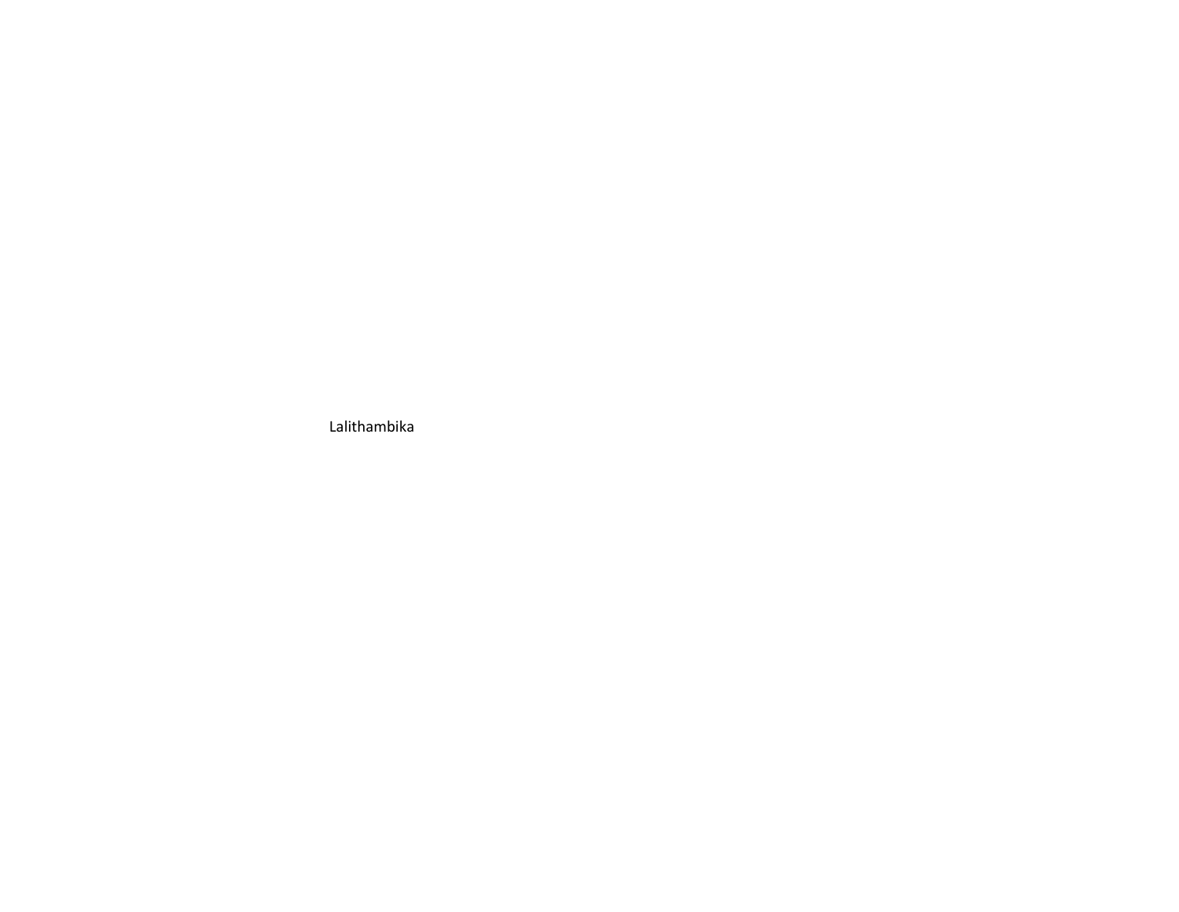Lalithambika